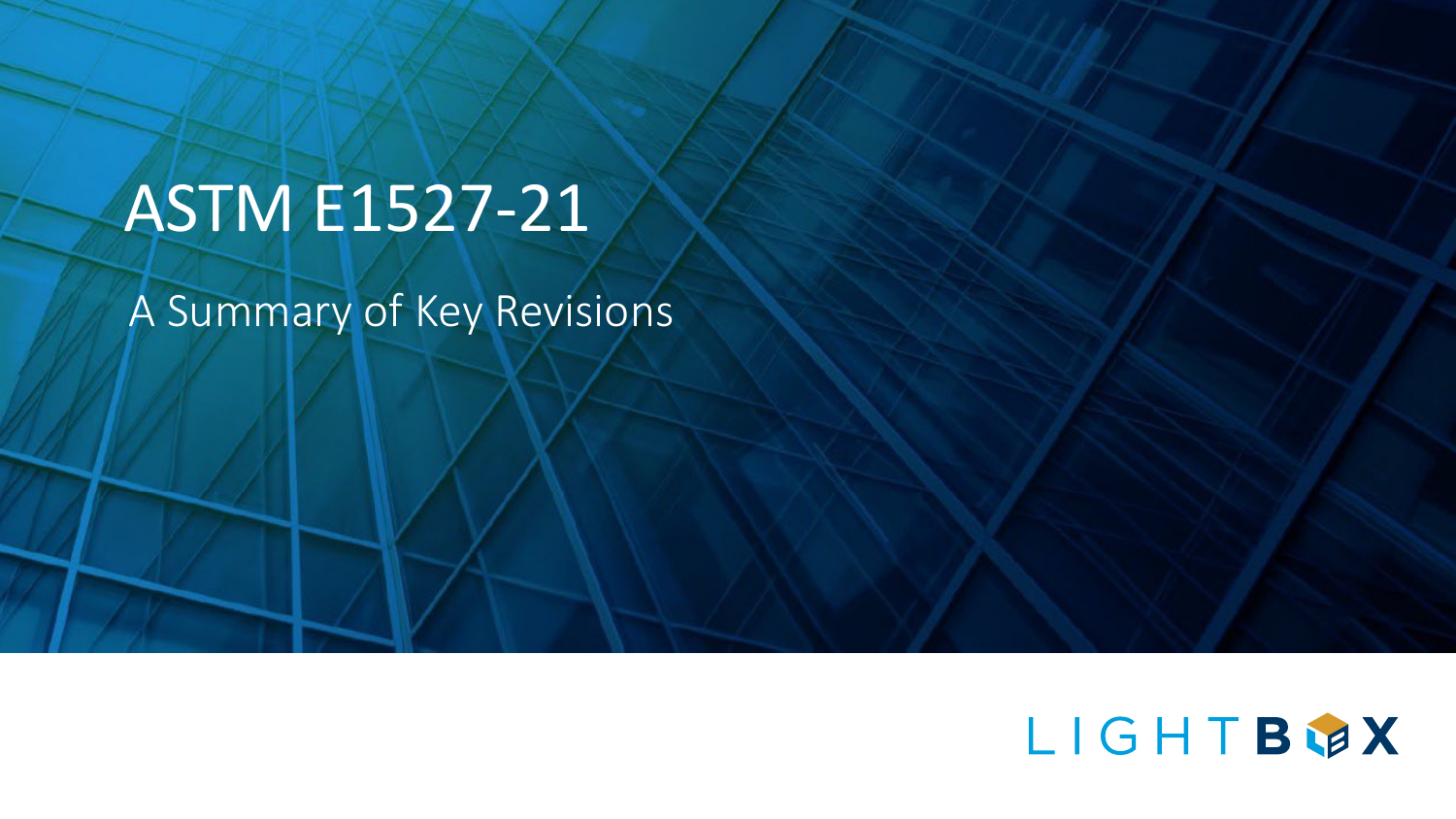# ASTM E1527-21

## A Summary of Key Revisions

LIGHTBOX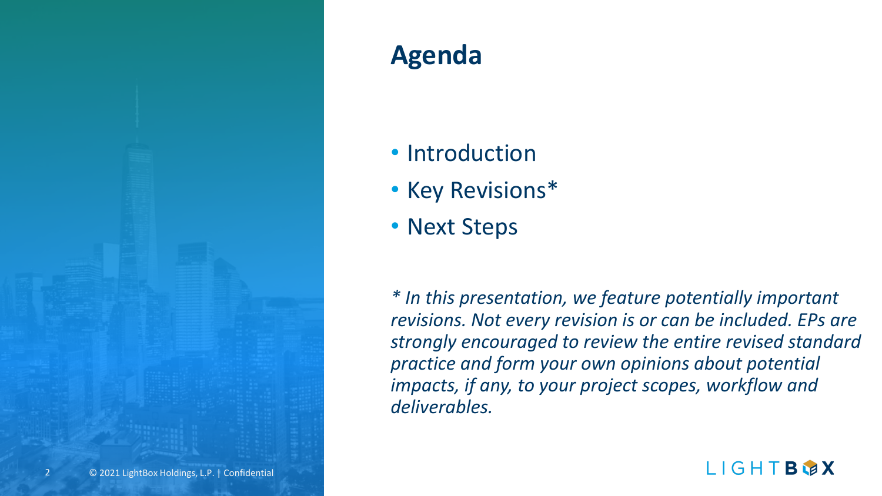# Agenda

- Introduction
- Key Revisions*
- Next Steps

*\* In this presentation, we feature potentially important revisions. Not every revision is or can be included. EPs are strongly encouraged to review the entire revised standard practice and form your own opinions about potential impacts, if any, to your project scopes, workflow and deliverables.*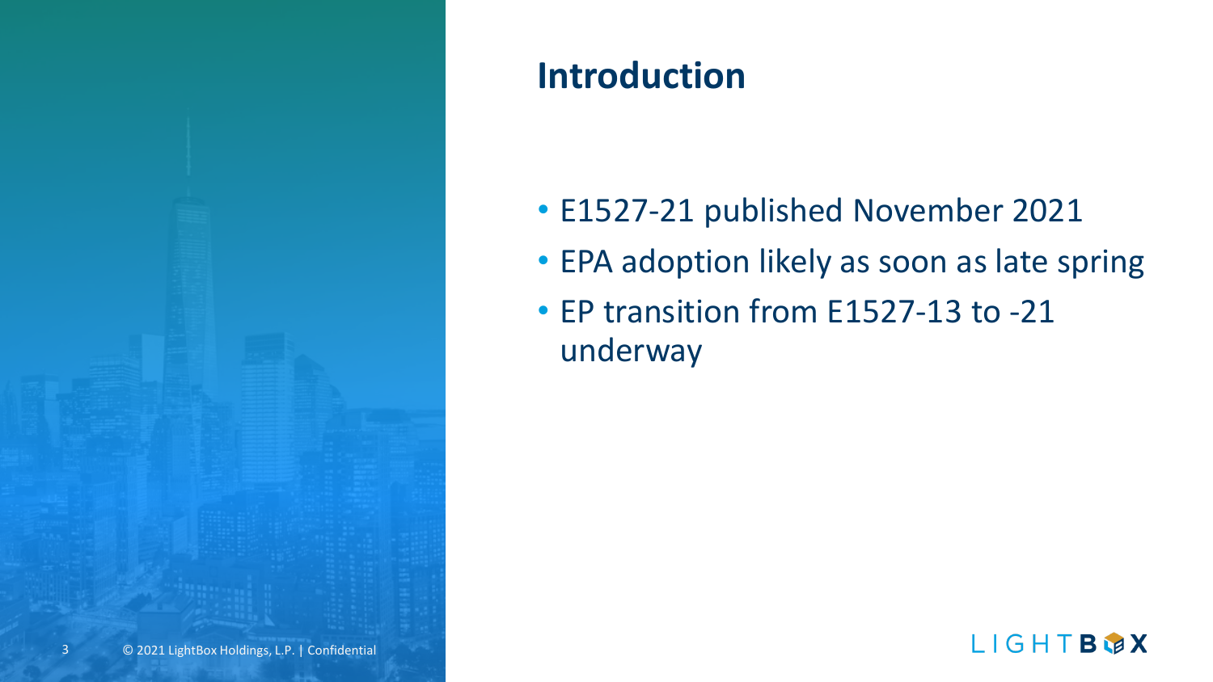# Introduction

- E1527-21 published November 2021
- EPA adoption likely as soon as late spring
- EP transition from E1527-13 to -21 underway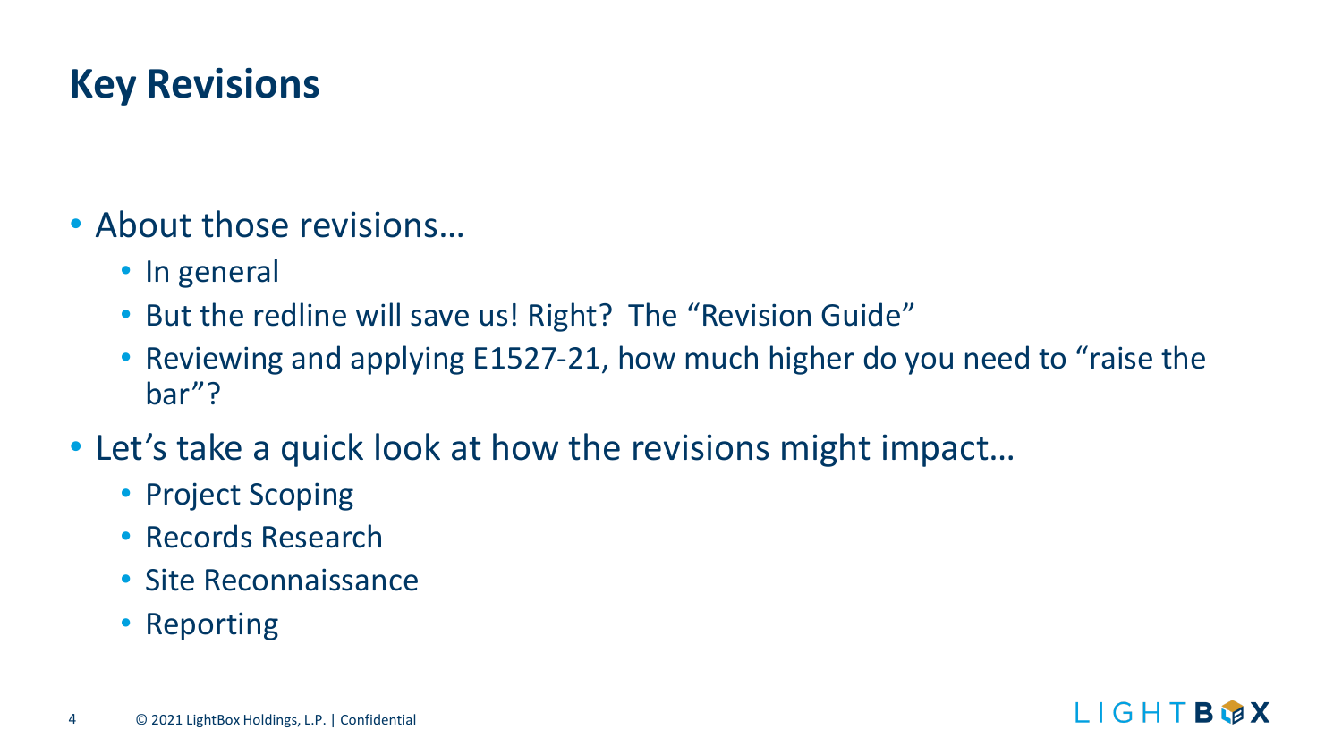# Key Revisions

- About those revisions…
  - In general
  - But the redline will save us! Right? The "Revision Guide"
  - Reviewing and applying E1527-21, how much higher do you need to "raise the bar"?
- Let's take a quick look at how the revisions might impact…
  - Project Scoping
  - Records Research
  - Site Reconnaissance
  - Reporting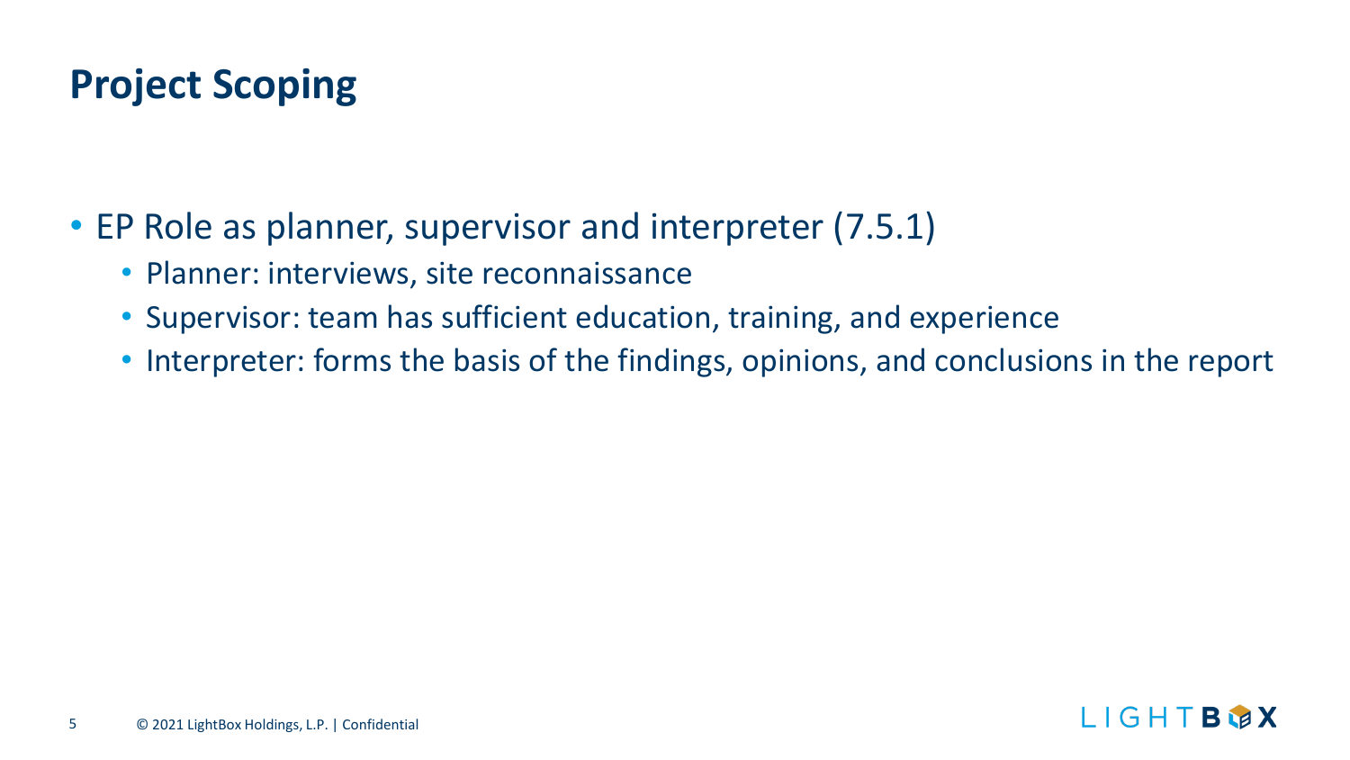# Project Scoping

- EP Role as planner, supervisor and interpreter (7.5.1)
  - Planner: interviews, site reconnaissance
  - Supervisor: team has sufficient education, training, and experience
  - Interpreter: forms the basis of the findings, opinions, and conclusions in the report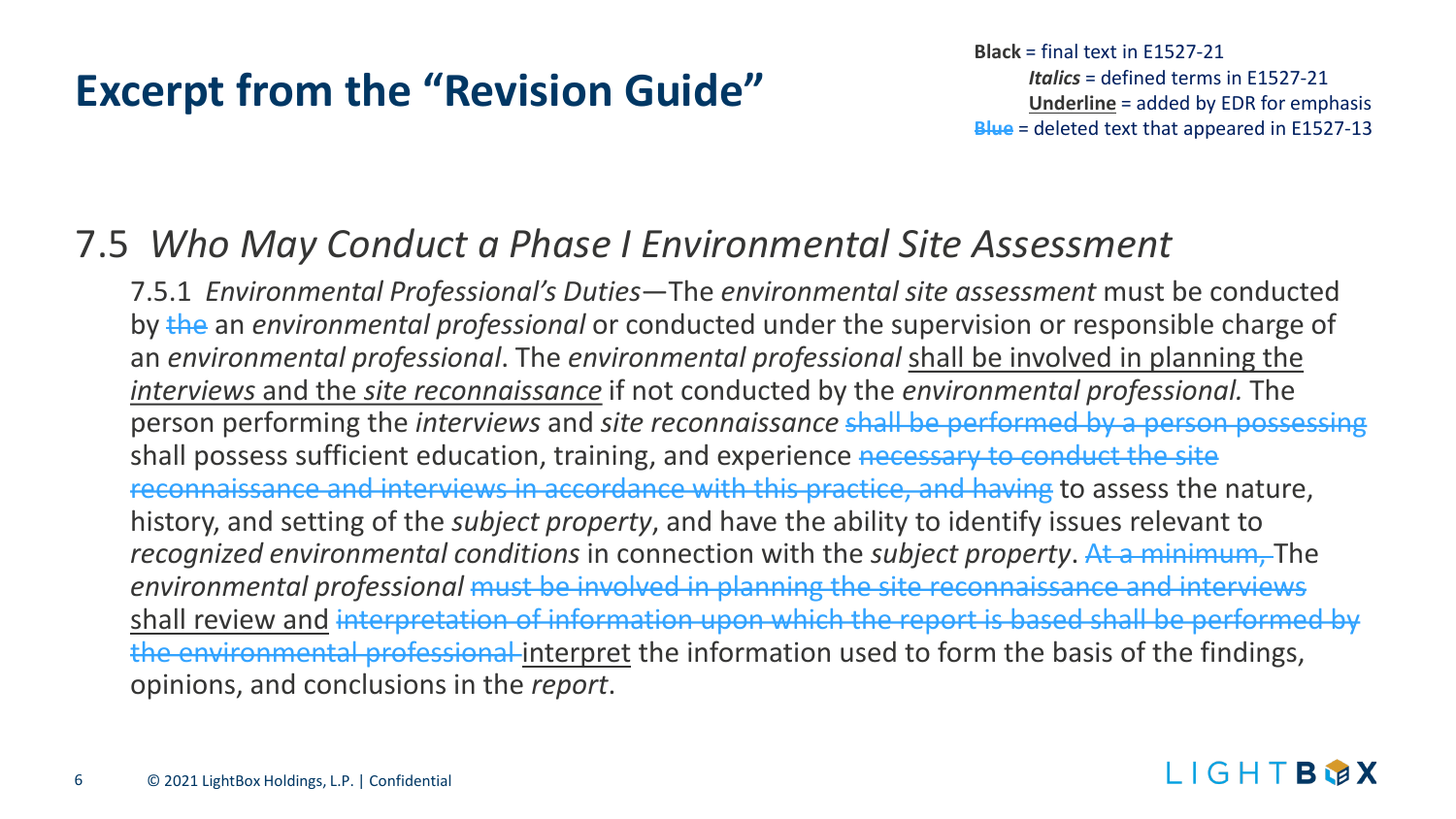# Excerpt from the "Revision Guide"

**Black** = final text in E1527-21
*Italics* = defined terms in E1527-21
**Underline** = added by EDR for emphasis
~~Blue~~ = deleted text that appeared in E1527-13

## 7.5 *Who May Conduct a Phase I Environmental Site Assessment*

7.5.1 *Environmental Professional's Duties*—The *environmental site assessment* must be conducted by ~~the~~ an *environmental professional* or conducted under the supervision or responsible charge of an *environmental professional*. The *environmental professional* <u>shall be involved in planning the *interviews* and the *site reconnaissance*</u> if not conducted by the *environmental professional.* The person performing the *interviews* and *site reconnaissance* ~~shall be performed by a person possessing~~ shall possess sufficient education, training, and experience ~~necessary to conduct the site reconnaissance and interviews in accordance with this practice, and having~~ to assess the nature, history, and setting of the *subject property*, and have the ability to identify issues relevant to *recognized environmental conditions* in connection with the *subject property*. ~~At a minimum,~~ The *environmental professional* ~~must be involved in planning the site reconnaissance and interviews~~ <u>shall review and</u> ~~interpretation of information upon which the report is based shall be performed by the environmental professional~~ <u>interpret</u> the information used to form the basis of the findings, opinions, and conclusions in the *report*.

© 2021 LightBox Holdings, L.P. | Confidential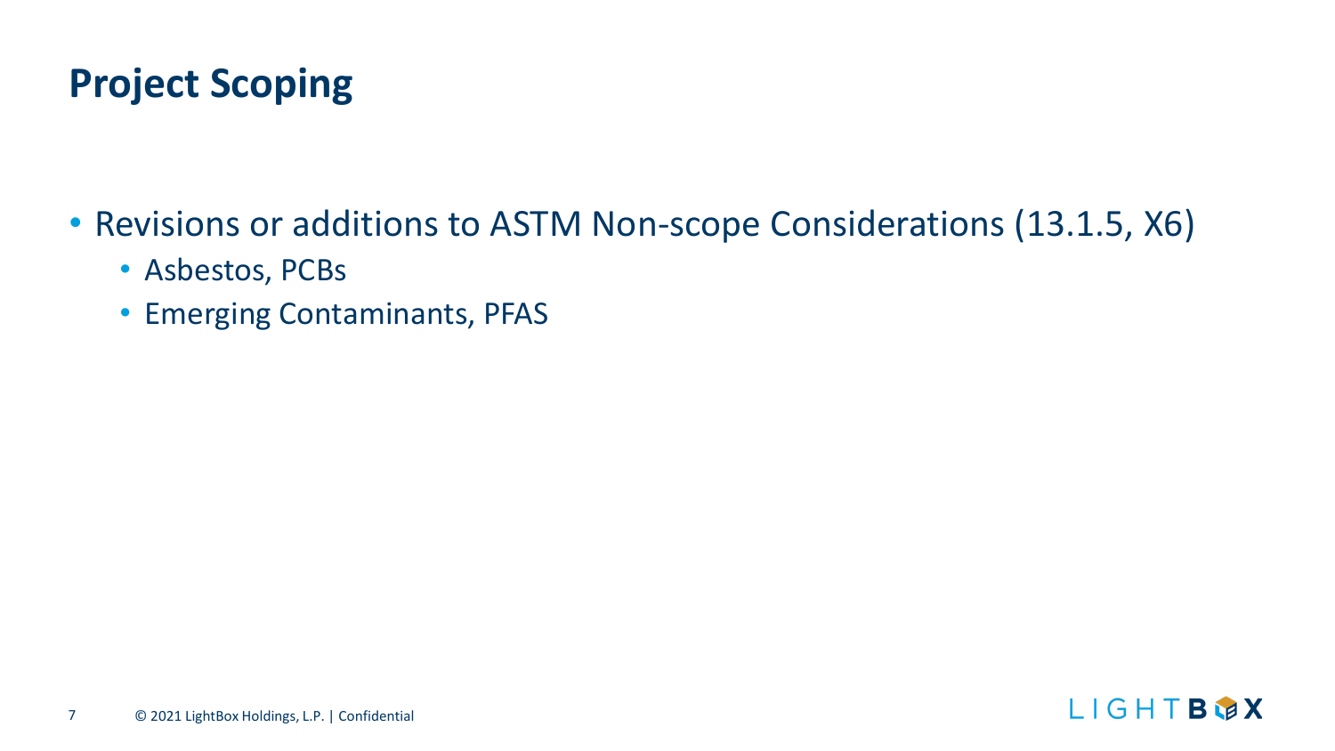# Project Scoping

- Revisions or additions to ASTM Non-scope Considerations (13.1.5, X6)
  - Asbestos, PCBs
  - Emerging Contaminants, PFAS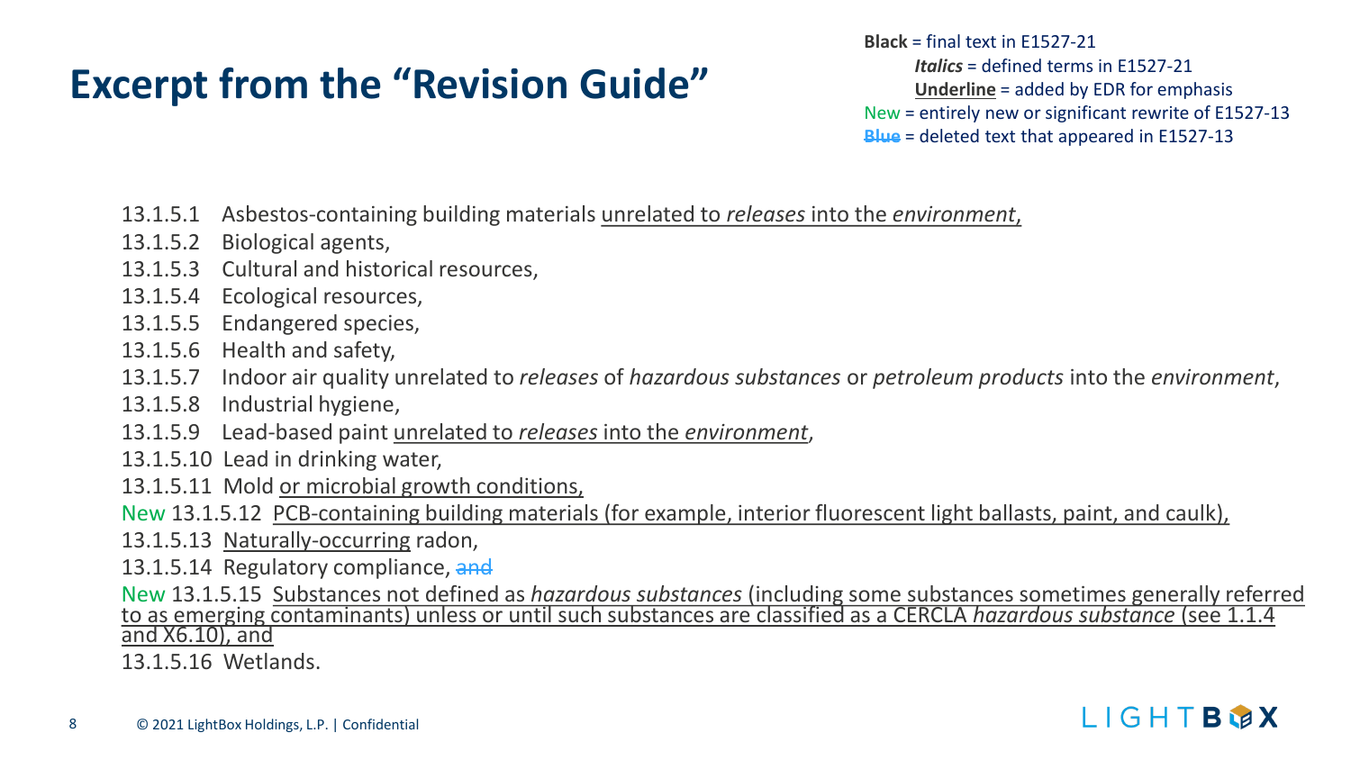# Excerpt from the "Revision Guide"

**Black** = final text in E1527-21
***Italics*** = defined terms in E1527-21
**<u>Underline</u>** = added by EDR for emphasis
New = entirely new or significant rewrite of E1527-13
~~Blue~~ = deleted text that appeared in E1527-13

13.1.5.1 Asbestos-containing building materials <u>unrelated to *releases* into the *environment*,</u>
13.1.5.2 Biological agents,
13.1.5.3 Cultural and historical resources,
13.1.5.4 Ecological resources,
13.1.5.5 Endangered species,
13.1.5.6 Health and safety,
13.1.5.7 Indoor air quality unrelated to *releases* of *hazardous substances* or *petroleum products* into the *environment*,
13.1.5.8 Industrial hygiene,
13.1.5.9 Lead-based paint <u>unrelated to *releases* into the *environment*</u>,
13.1.5.10 Lead in drinking water,
13.1.5.11 Mold <u>or microbial growth conditions,</u>
New 13.1.5.12 <u>PCB-containing building materials (for example, interior fluorescent light ballasts, paint, and caulk),</u>
13.1.5.13 <u>Naturally-occurring</u> radon,
13.1.5.14 Regulatory compliance, ~~and~~
New 13.1.5.15 <u>Substances not defined as *hazardous substances* (including some substances sometimes generally referred to as emerging contaminants) unless or until such substances are classified as a CERCLA *hazardous substance* (see 1.1.4 and X6.10), and</u>
13.1.5.16 Wetlands.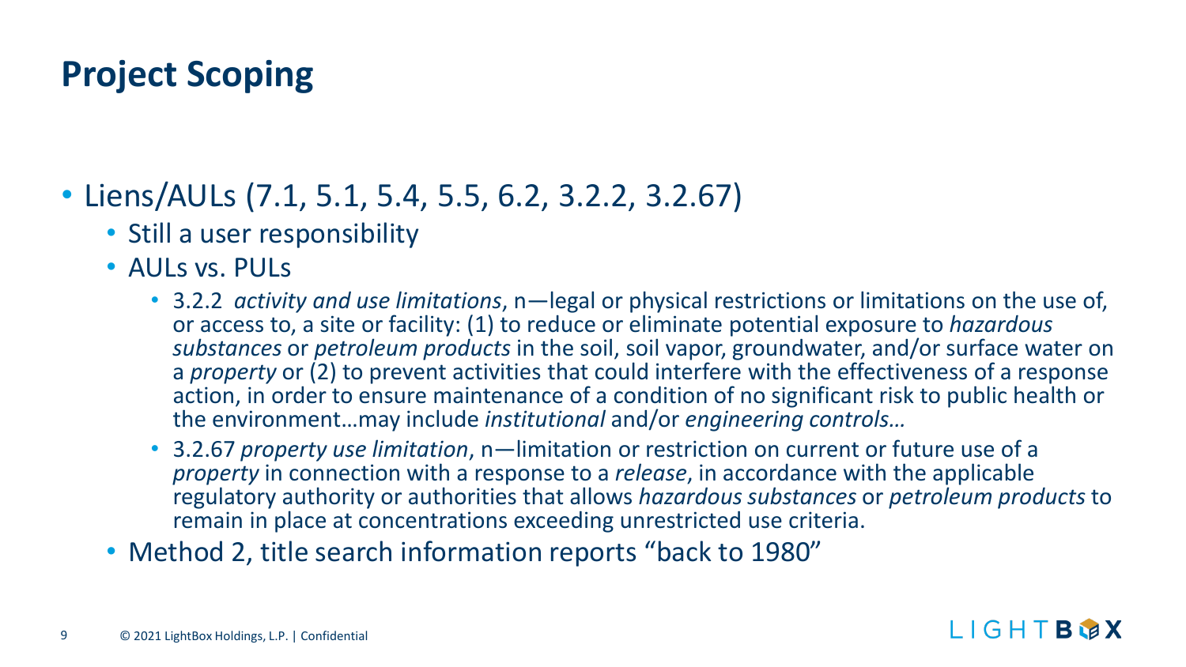# Project Scoping

- Liens/AULs (7.1, 5.1, 5.4, 5.5, 6.2, 3.2.2, 3.2.67)
  - Still a user responsibility
  - AULs vs. PULs
    - 3.2.2 *activity and use limitations*, n—legal or physical restrictions or limitations on the use of, or access to, a site or facility: (1) to reduce or eliminate potential exposure to *hazardous substances* or *petroleum products* in the soil, soil vapor, groundwater, and/or surface water on a *property* or (2) to prevent activities that could interfere with the effectiveness of a response action, in order to ensure maintenance of a condition of no significant risk to public health or the environment…may include *institutional* and/or *engineering controls…*
    - 3.2.67 *property use limitation*, n—limitation or restriction on current or future use of a *property* in connection with a response to a *release*, in accordance with the applicable regulatory authority or authorities that allows *hazardous substances* or *petroleum products* to remain in place at concentrations exceeding unrestricted use criteria.
  - Method 2, title search information reports "back to 1980"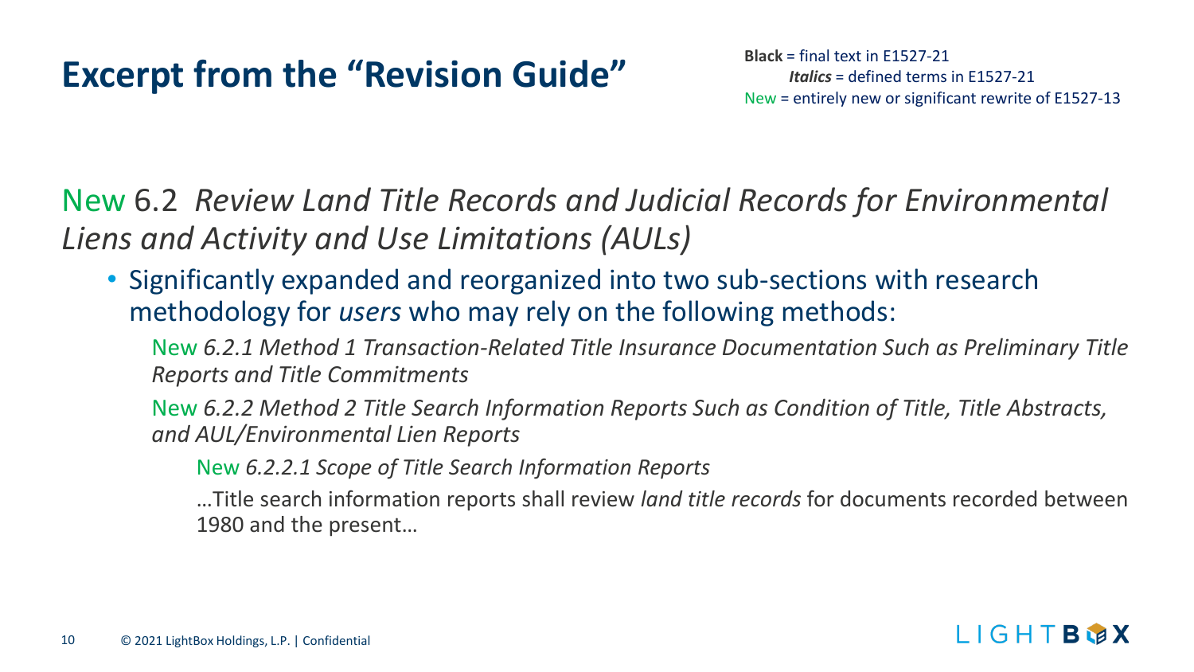# Excerpt from the "Revision Guide"

**Black** = final text in E1527-21
***Italics*** = defined terms in E1527-21
New = entirely new or significant rewrite of E1527-13

New 6.2 *Review Land Title Records and Judicial Records for Environmental Liens and Activity and Use Limitations (AULs)*

- Significantly expanded and reorganized into two sub-sections with research methodology for *users* who may rely on the following methods:

  New *6.2.1 Method 1 Transaction-Related Title Insurance Documentation Such as Preliminary Title Reports and Title Commitments*

  New *6.2.2 Method 2 Title Search Information Reports Such as Condition of Title, Title Abstracts, and AUL/Environmental Lien Reports*

  New *6.2.2.1 Scope of Title Search Information Reports*

  …Title search information reports shall review *land title records* for documents recorded between 1980 and the present…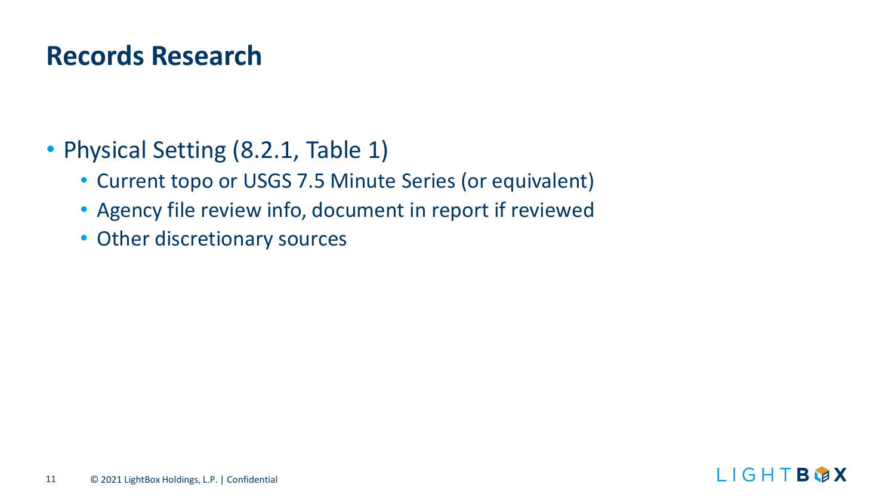# Records Research

- Physical Setting (8.2.1, Table 1)
  - Current topo or USGS 7.5 Minute Series (or equivalent)
  - Agency file review info, document in report if reviewed
  - Other discretionary sources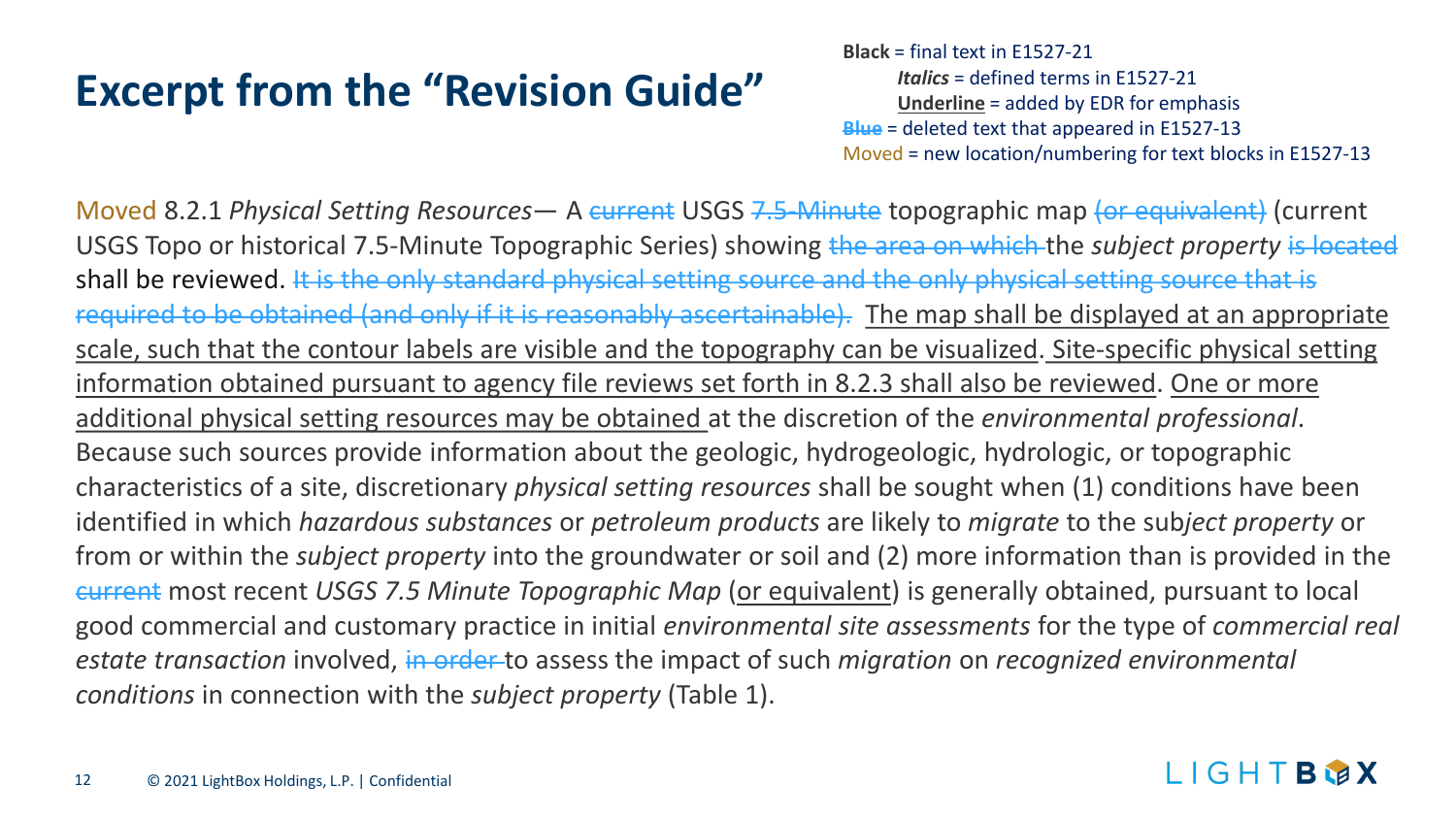# Excerpt from the "Revision Guide"

**Black** = final text in E1527-21
*Italics* = defined terms in E1527-21
<u>Underline</u> = added by EDR for emphasis
~~Blue~~ = deleted text that appeared in E1527-13
Moved = new location/numbering for text blocks in E1527-13

Moved 8.2.1 *Physical Setting Resources*— A ~~current~~ USGS ~~7.5-Minute~~ topographic map ~~(or equivalent)~~ (current USGS Topo or historical 7.5-Minute Topographic Series) showing ~~the area on which~~ the *subject property* ~~is located~~ shall be reviewed. ~~It is the only standard physical setting source and the only physical setting source that is required to be obtained (and only if it is reasonably ascertainable).~~ <u>The map shall be displayed at an appropriate scale, such that the contour labels are visible and the topography can be visualized</u>. <u>Site-specific physical setting information obtained pursuant to agency file reviews set forth in 8.2.3 shall also be reviewed</u>. <u>One or more additional physical setting resources may be obtained</u> at the discretion of the *environmental professional*. Because such sources provide information about the geologic, hydrogeologic, hydrologic, or topographic characteristics of a site, discretionary *physical setting resources* shall be sought when (1) conditions have been identified in which *hazardous substances* or *petroleum products* are likely to *migrate* to the *subject property* or from or within the *subject property* into the groundwater or soil and (2) more information than is provided in the ~~current~~ most recent *USGS 7.5 Minute Topographic Map* (<u>or equivalent</u>) is generally obtained, pursuant to local good commercial and customary practice in initial *environmental site assessments* for the type of *commercial real estate transaction* involved, ~~in order~~ to assess the impact of such *migration* on *recognized environmental conditions* in connection with the *subject property* (Table 1).

© 2021 LightBox Holdings, L.P. | Confidential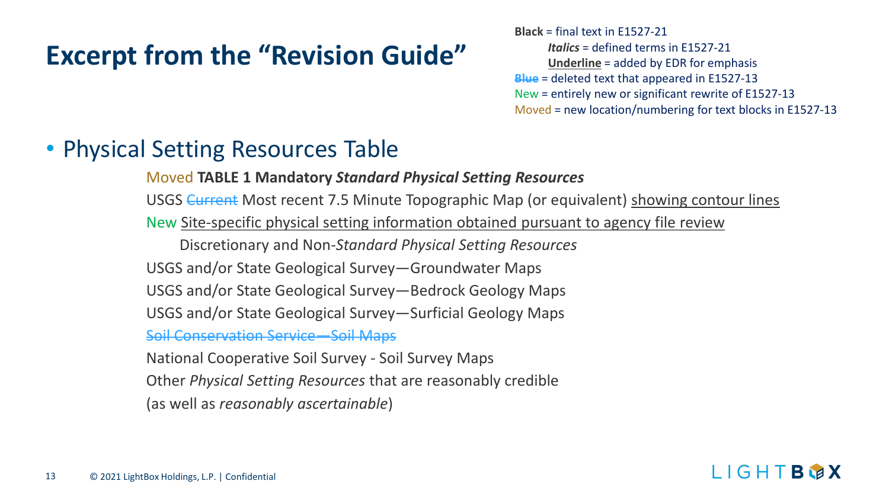# Excerpt from the "Revision Guide"

**Black** = final text in E1527-21
*Italics* = defined terms in E1527-21
Underline = added by EDR for emphasis
~~Blue~~ = deleted text that appeared in E1527-13
New = entirely new or significant rewrite of E1527-13
Moved = new location/numbering for text blocks in E1527-13

- Physical Setting Resources Table

Moved **TABLE 1 Mandatory *Standard Physical Setting Resources***

USGS ~~Current~~ Most recent 7.5 Minute Topographic Map (or equivalent) showing contour lines

New Site-specific physical setting information obtained pursuant to agency file review

Discretionary and Non-*Standard Physical Setting Resources*

USGS and/or State Geological Survey—Groundwater Maps

USGS and/or State Geological Survey—Bedrock Geology Maps

USGS and/or State Geological Survey—Surficial Geology Maps

~~Soil Conservation Service—Soil Maps~~

National Cooperative Soil Survey - Soil Survey Maps

Other *Physical Setting Resources* that are reasonably credible

(as well as *reasonably ascertainable*)

© 2021 LightBox Holdings, L.P. | Confidential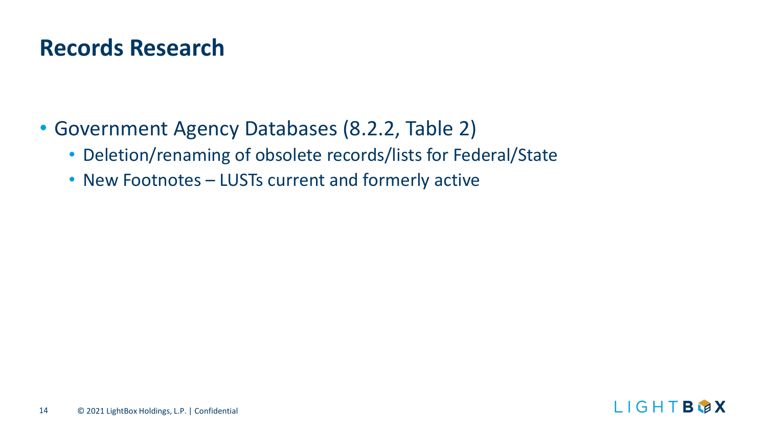# Records Research

- Government Agency Databases (8.2.2, Table 2)
  - Deletion/renaming of obsolete records/lists for Federal/State
  - New Footnotes – LUSTs current and formerly active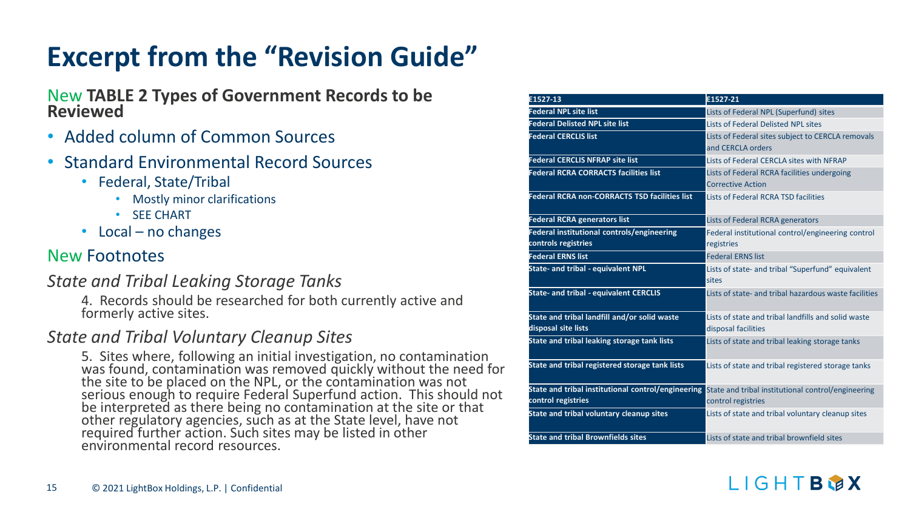# Excerpt from the "Revision Guide"

New **TABLE 2 Types of Government Records to be Reviewed**

- Added column of Common Sources
- Standard Environmental Record Sources
  - Federal, State/Tribal
    - Mostly minor clarifications
    - SEE CHART
  - Local – no changes

## New Footnotes

### *State and Tribal Leaking Storage Tanks*

4. Records should be researched for both currently active and formerly active sites.

### *State and Tribal Voluntary Cleanup Sites*

5. Sites where, following an initial investigation, no contamination was found, contamination was removed quickly without the need for the site to be placed on the NPL, or the contamination was not serious enough to require Federal Superfund action. This should not be interpreted as there being no contamination at the site or that other regulatory agencies, such as at the State level, have not required further action. Such sites may be listed in other environmental record resources.

| E1527-13 | E1527-21 |
| --- | --- |
| Federal NPL site list | Lists of Federal NPL (Superfund) sites |
| Federal Delisted NPL site list | Lists of Federal Delisted NPL sites |
| Federal CERCLIS list | Lists of Federal sites subject to CERCLA removals and CERCLA orders |
| Federal CERCLIS NFRAP site list | Lists of Federal CERCLA sites with NFRAP |
| Federal RCRA CORRACTS facilities list | Lists of Federal RCRA facilities undergoing Corrective Action |
| Federal RCRA non-CORRACTS TSD facilities list | Lists of Federal RCRA TSD facilities |
| Federal RCRA generators list | Lists of Federal RCRA generators |
| Federal institutional controls/engineering controls registries | Federal institutional control/engineering control registries |
| Federal ERNS list | Federal ERNS list |
| State- and tribal - equivalent NPL | Lists of state- and tribal "Superfund" equivalent sites |
| State- and tribal - equivalent CERCLIS | Lists of state- and tribal hazardous waste facilities |
| State and tribal landfill and/or solid waste disposal site lists | Lists of state and tribal landfills and solid waste disposal facilities |
| State and tribal leaking storage tank lists | Lists of state and tribal leaking storage tanks |
| State and tribal registered storage tank lists | Lists of state and tribal registered storage tanks |
| State and tribal institutional control/engineering control registries | State and tribal institutional control/engineering control registries |
| State and tribal voluntary cleanup sites | Lists of state and tribal voluntary cleanup sites |
| State and tribal Brownfields sites | Lists of state and tribal brownfield sites |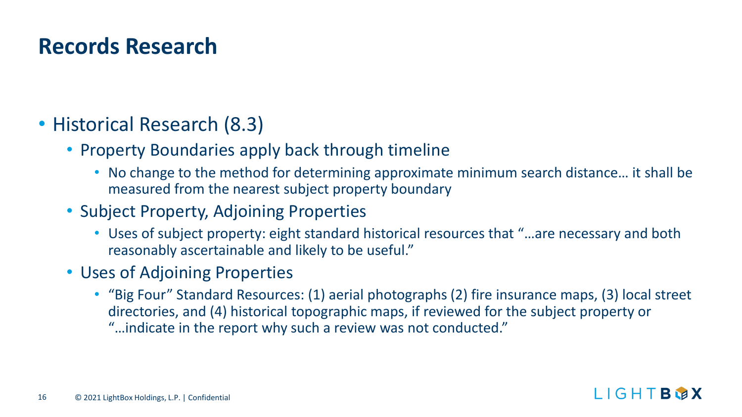# Records Research

- Historical Research (8.3)
  - Property Boundaries apply back through timeline
    - No change to the method for determining approximate minimum search distance… it shall be measured from the nearest subject property boundary
  - Subject Property, Adjoining Properties
    - Uses of subject property: eight standard historical resources that "…are necessary and both reasonably ascertainable and likely to be useful."
  - Uses of Adjoining Properties
    - "Big Four" Standard Resources: (1) aerial photographs (2) fire insurance maps, (3) local street directories, and (4) historical topographic maps, if reviewed for the subject property or "…indicate in the report why such a review was not conducted."

© 2021 LightBox Holdings, L.P. | Confidential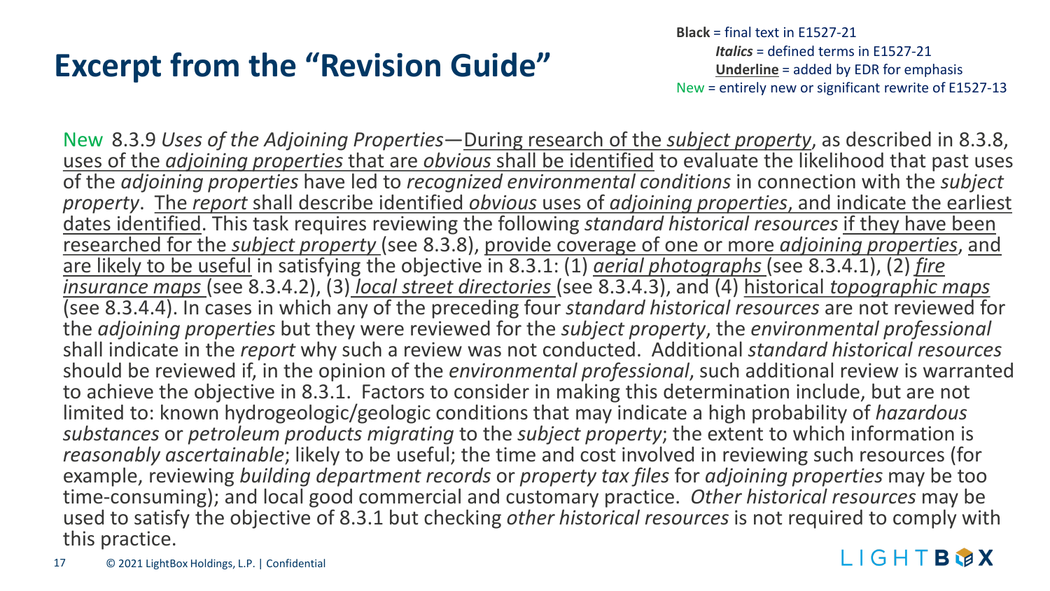# Excerpt from the "Revision Guide"

**Black** = final text in E1527-21
*Italics* = defined terms in E1527-21
<u>Underline</u> = added by EDR for emphasis
New = entirely new or significant rewrite of E1527-13

New 8.3.9 *Uses of the Adjoining Properties*—<u>During research of the *subject property*</u>, as described in 8.3.8, <u>uses of the *adjoining properties* that are *obvious* shall be identified</u> to evaluate the likelihood that past uses of the *adjoining properties* have led to *recognized environmental conditions* in connection with the *subject property*. <u>The *report* shall describe identified *obvious* uses of *adjoining properties*, and indicate the earliest dates identified</u>. This task requires reviewing the following *standard historical resources* <u>if they have been researched for the *subject property*</u> (see 8.3.8), <u>provide coverage of one or more *adjoining properties*, and are likely to be useful</u> in satisfying the objective in 8.3.1: (1) <u>*aerial photographs*</u> (see 8.3.4.1), (2) <u>*fire insurance maps*</u> (see 8.3.4.2), (3) <u>*local street directories*</u> (see 8.3.4.3), and (4) <u>historical *topographic maps*</u> (see 8.3.4.4). In cases in which any of the preceding four *standard historical resources* are not reviewed for the *adjoining properties* but they were reviewed for the *subject property*, the *environmental professional* shall indicate in the *report* why such a review was not conducted. Additional *standard historical resources* should be reviewed if, in the opinion of the *environmental professional*, such additional review is warranted to achieve the objective in 8.3.1. Factors to consider in making this determination include, but are not limited to: known hydrogeologic/geologic conditions that may indicate a high probability of *hazardous substances* or *petroleum products migrating* to the *subject property*; the extent to which information is *reasonably ascertainable*; likely to be useful; the time and cost involved in reviewing such resources (for example, reviewing *building department records* or *property tax files* for *adjoining properties* may be too time-consuming); and local good commercial and customary practice. *Other historical resources* may be used to satisfy the objective of 8.3.1 but checking *other historical resources* is not required to comply with this practice.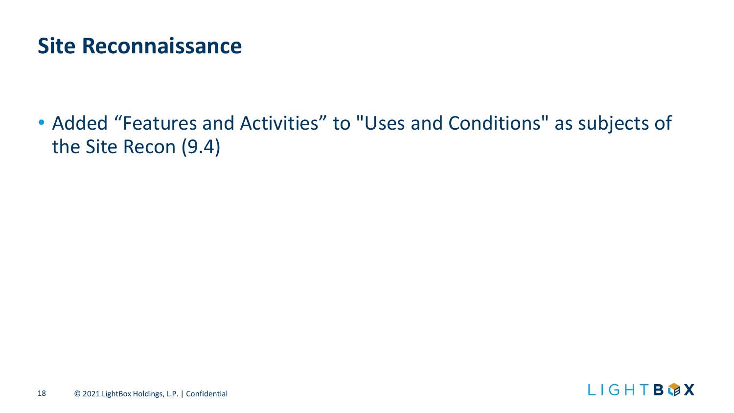# Site Reconnaissance

- Added “Features and Activities” to "Uses and Conditions" as subjects of the Site Recon (9.4)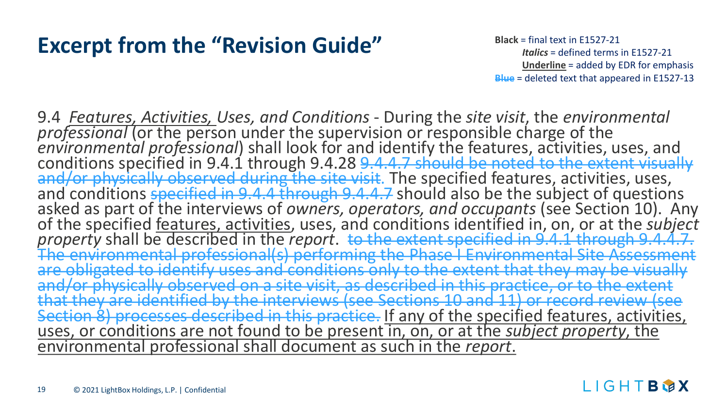# Excerpt from the "Revision Guide"

**Black** = final text in E1527-21
*Italics* = defined terms in E1527-21
<u>**Underline**</u> = added by EDR for emphasis
~~**Blue**~~ = deleted text that appeared in E1527-13

9.4 <u>*Features, Activities,*</u> *Uses, and Conditions* - During the *site visit*, the *environmental professional* (or the person under the supervision or responsible charge of the *environmental professional*) shall look for and identify the features, activities, uses, and conditions specified in 9.4.1 through 9.4.28 ~~9.4.4.7 should be noted to the extent visually and/or physically observed during the site visit.~~ The specified features, activities, uses, and conditions ~~specified in 9.4.4 through 9.4.4.7~~ should also be the subject of questions asked as part of the interviews of *owners, operators, and occupants* (see Section 10). Any of the specified <u>features, activities</u>, uses, and conditions identified in, on, or at the *subject property* shall be described in the *report*. ~~to the extent specified in 9.4.1 through 9.4.4.7. The environmental professional(s) performing the Phase I Environmental Site Assessment are obligated to identify uses and conditions only to the extent that they may be visually and/or physically observed on a site visit, as described in this practice, or to the extent that they are identified by the interviews (see Sections 10 and 11) or record review (see Section 8) processes described in this practice.~~ <u>If any of the specified features, activities, uses, or conditions are not found to be present in, on, or at the *subject property*, the environmental professional shall document as such in the *report*.</u>

© 2021 LightBox Holdings, L.P. | Confidential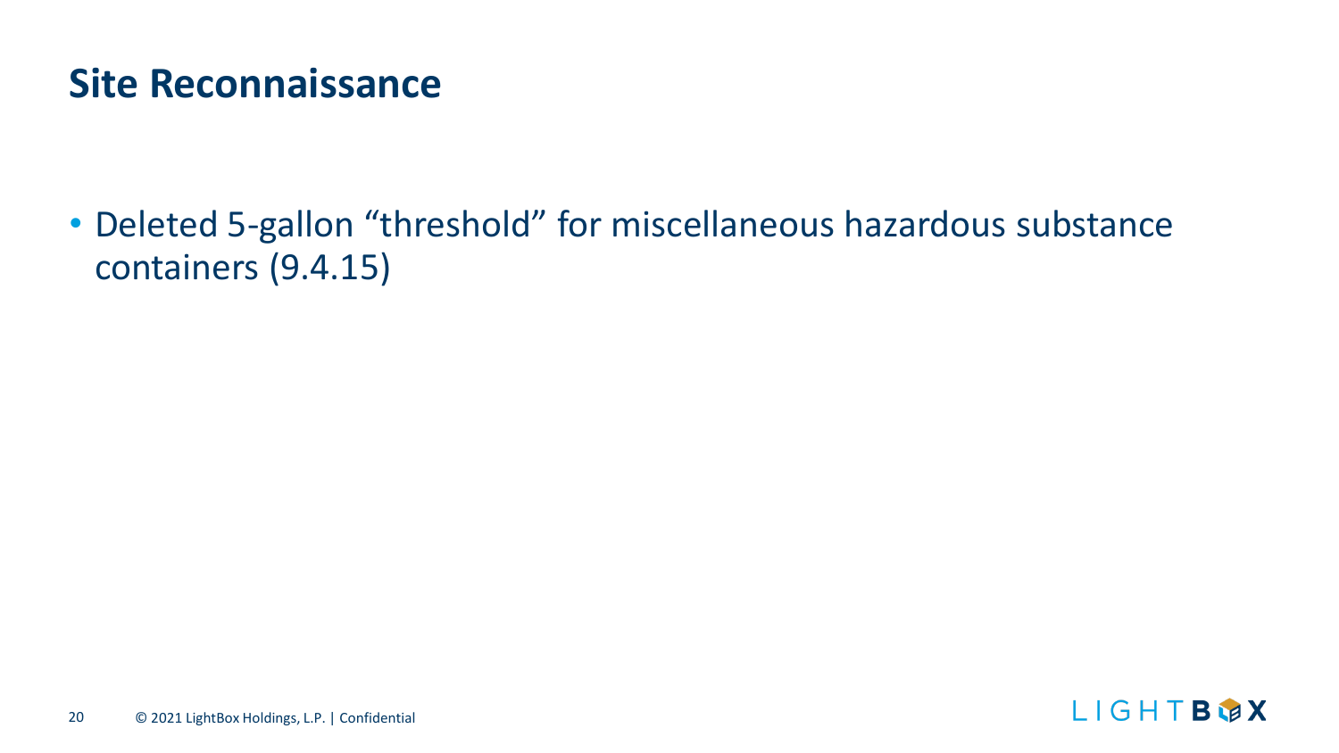## Site Reconnaissance

- Deleted 5-gallon “threshold” for miscellaneous hazardous substance containers (9.4.15)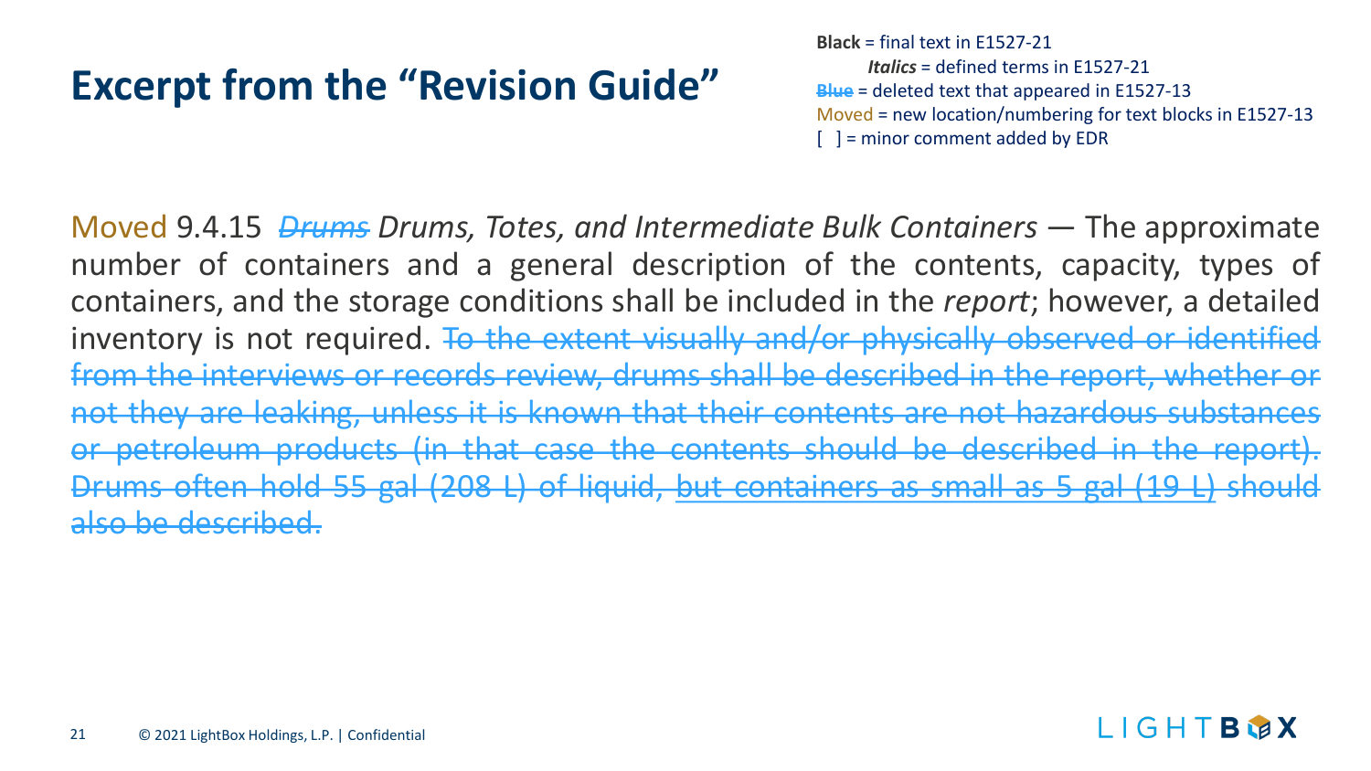# Excerpt from the "Revision Guide"

**Black** = final text in E1527-21
*Italics* = defined terms in E1527-21
~~Blue~~ = deleted text that appeared in E1527-13
Moved = new location/numbering for text blocks in E1527-13
[ ] = minor comment added by EDR

Moved 9.4.15 ~~*Drums*~~ *Drums, Totes, and Intermediate Bulk Containers* — The approximate number of containers and a general description of the contents, capacity, types of containers, and the storage conditions shall be included in the *report*; however, a detailed inventory is not required. ~~To the extent visually and/or physically observed or identified from the interviews or records review, drums shall be described in the report, whether or not they are leaking, unless it is known that their contents are not hazardous substances or petroleum products (in that case the contents should be described in the report). Drums often hold 55 gal (208 L) of liquid, but containers as small as 5 gal (19 L) should also be described.~~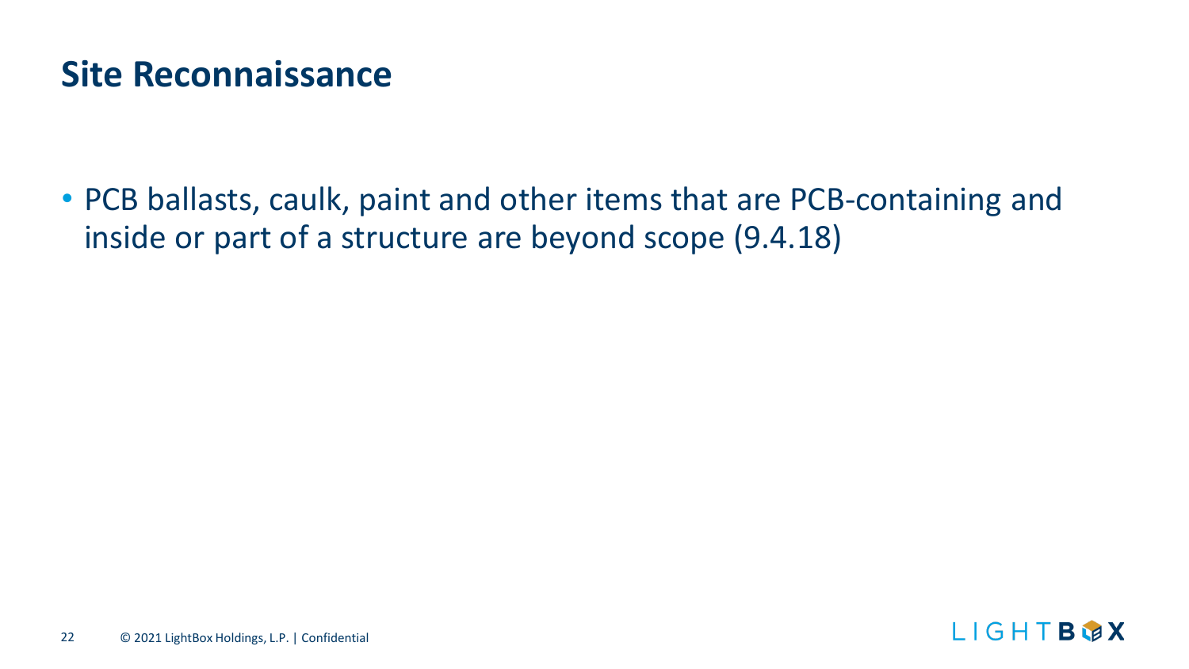# Site Reconnaissance

- PCB ballasts, caulk, paint and other items that are PCB-containing and inside or part of a structure are beyond scope (9.4.18)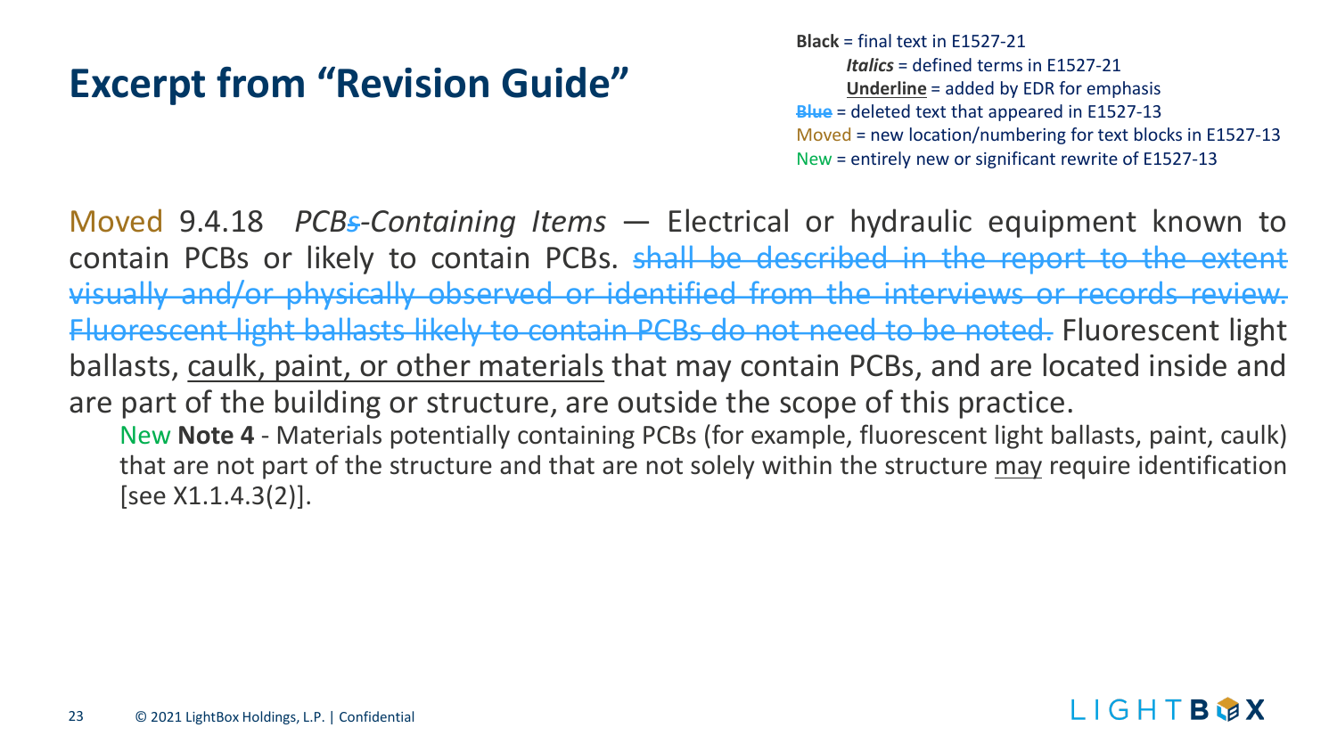# Excerpt from "Revision Guide"

**Black** = final text in E1527-21
***Italics*** = defined terms in E1527-21
**<u>Underline</u>** = added by EDR for emphasis
~~**Blue**~~ = deleted text that appeared in E1527-13
Moved = new location/numbering for text blocks in E1527-13
New = entirely new or significant rewrite of E1527-13

Moved 9.4.18 *PCB~~s~~-Containing Items* — Electrical or hydraulic equipment known to contain PCBs or likely to contain PCBs. ~~shall be described in the report to the extent visually and/or physically observed or identified from the interviews or records review. Fluorescent light ballasts likely to contain PCBs do not need to be noted.~~ Fluorescent light ballasts, <u>caulk, paint, or other materials</u> that may contain PCBs, and are located inside and are part of the building or structure, are outside the scope of this practice.

New **Note 4** - Materials potentially containing PCBs (for example, fluorescent light ballasts, paint, caulk) that are not part of the structure and that are not solely within the structure <u>may</u> require identification [see X1.1.4.3(2)].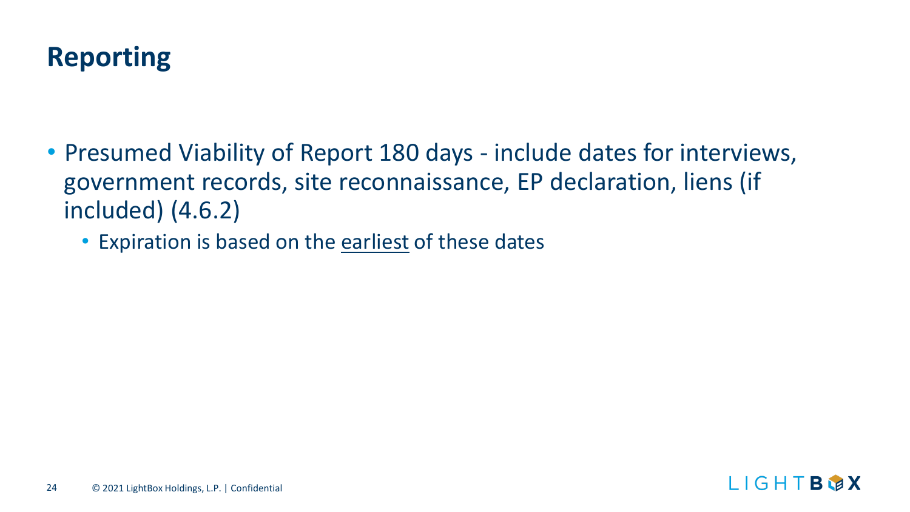# Reporting

- Presumed Viability of Report 180 days - include dates for interviews, government records, site reconnaissance, EP declaration, liens (if included) (4.6.2)
  - Expiration is based on the <u>earliest</u> of these dates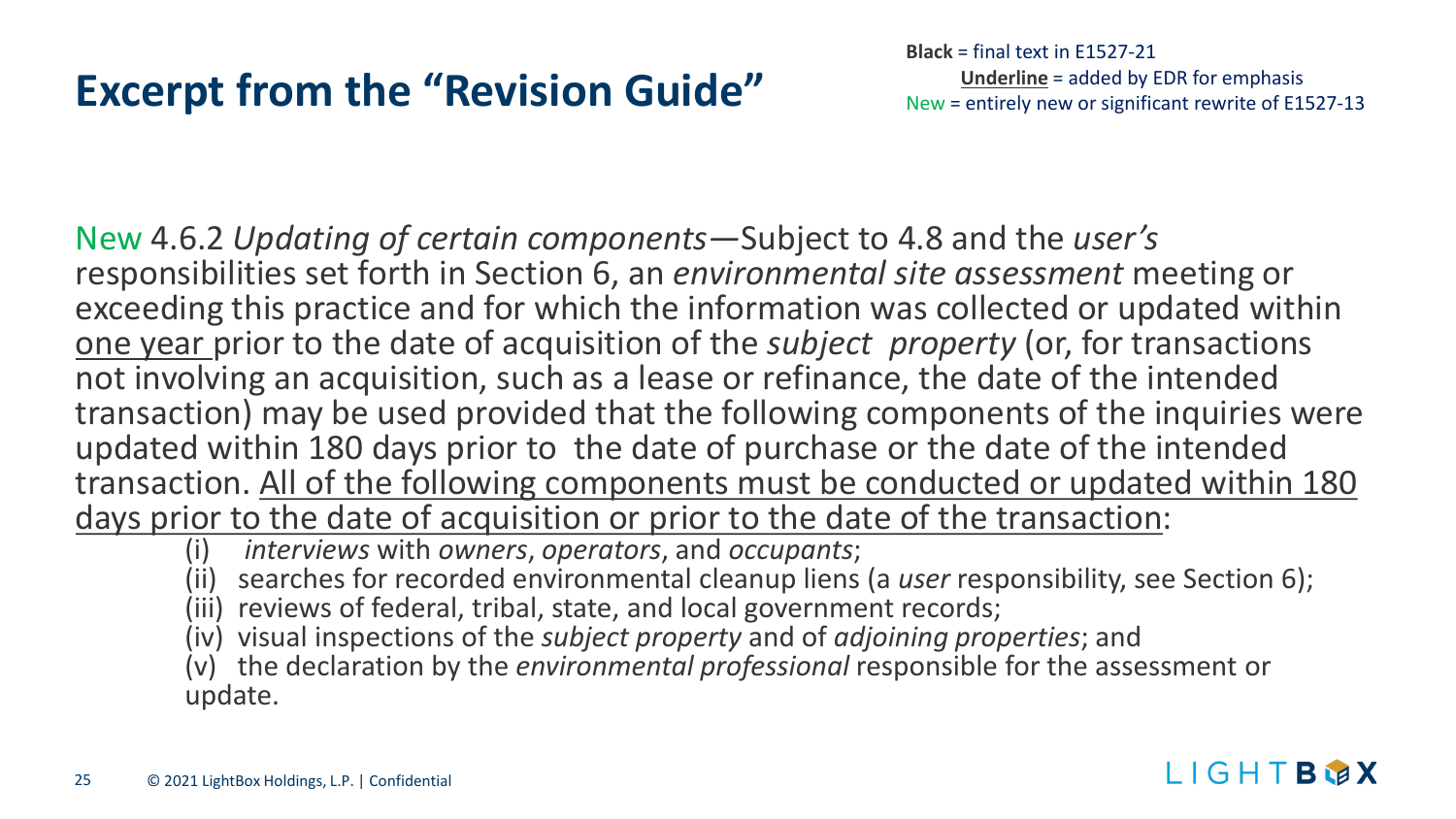# Excerpt from the "Revision Guide"

**Black** = final text in E1527-21
<u>**Underline**</u> = added by EDR for emphasis
New = entirely new or significant rewrite of E1527-13

New 4.6.2 *Updating of certain components*—Subject to 4.8 and the *user's* responsibilities set forth in Section 6, an *environmental site assessment* meeting or exceeding this practice and for which the information was collected or updated within <u>one year</u> prior to the date of acquisition of the *subject property* (or, for transactions not involving an acquisition, such as a lease or refinance, the date of the intended transaction) may be used provided that the following components of the inquiries were updated within 180 days prior to the date of purchase or the date of the intended transaction. <u>All of the following components must be conducted or updated within 180 days prior to the date of acquisition or prior to the date of the transaction</u>:

- (i) *interviews* with *owners*, *operators*, and *occupants*;
- (ii) searches for recorded environmental cleanup liens (a *user* responsibility, see Section 6);
- (iii) reviews of federal, tribal, state, and local government records;
- (iv) visual inspections of the *subject property* and of *adjoining properties*; and
- (v) the declaration by the *environmental professional* responsible for the assessment or update.

© 2021 LightBox Holdings, L.P. | Confidential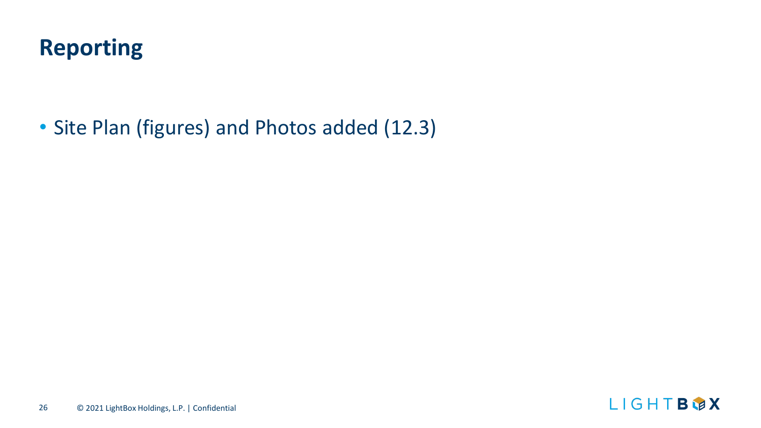# Reporting

- Site Plan (figures) and Photos added (12.3)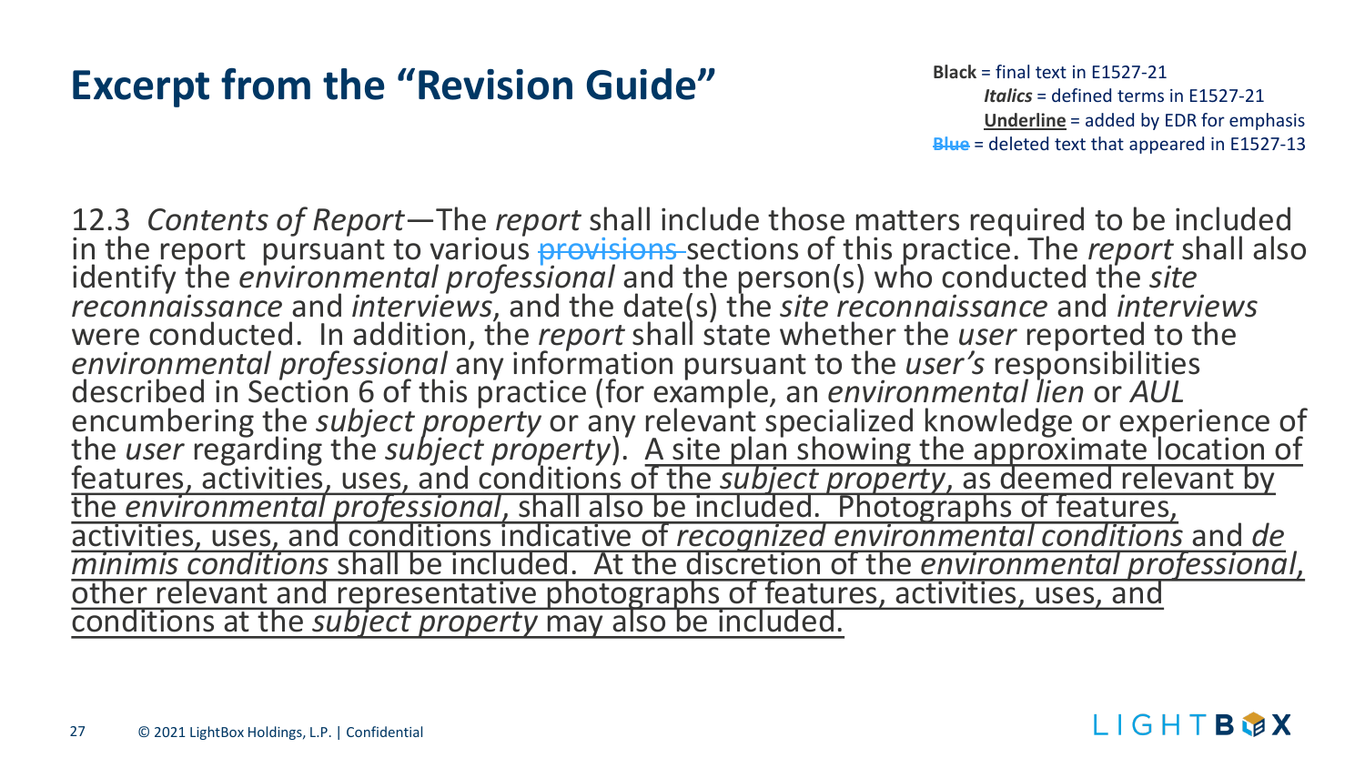# Excerpt from the "Revision Guide"

**Black** = final text in E1527-21
*Italics* = defined terms in E1527-21
<u>Underline</u> = added by EDR for emphasis
~~Blue~~ = deleted text that appeared in E1527-13

12.3 *Contents of Report*—The *report* shall include those matters required to be included in the report pursuant to various ~~provisions~~ sections of this practice. The *report* shall also identify the *environmental professional* and the person(s) who conducted the *site reconnaissance* and *interviews*, and the date(s) the *site reconnaissance* and *interviews* were conducted. In addition, the *report* shall state whether the *user* reported to the *environmental professional* any information pursuant to the *user's* responsibilities described in Section 6 of this practice (for example, an *environmental lien* or *AUL* encumbering the *subject property* or any relevant specialized knowledge or experience of the *user* regarding the *subject property*). <u>A site plan showing the approximate location of features, activities, uses, and conditions of the *subject property*, as deemed relevant by the *environmental professional*, shall also be included. Photographs of features, activities, uses, and conditions indicative of *recognized environmental conditions* and *de minimis conditions* shall be included. At the discretion of the *environmental professional*, other relevant and representative photographs of features, activities, uses, and conditions at the *subject property* may also be included.</u>

© 2021 LightBox Holdings, L.P. | Confidential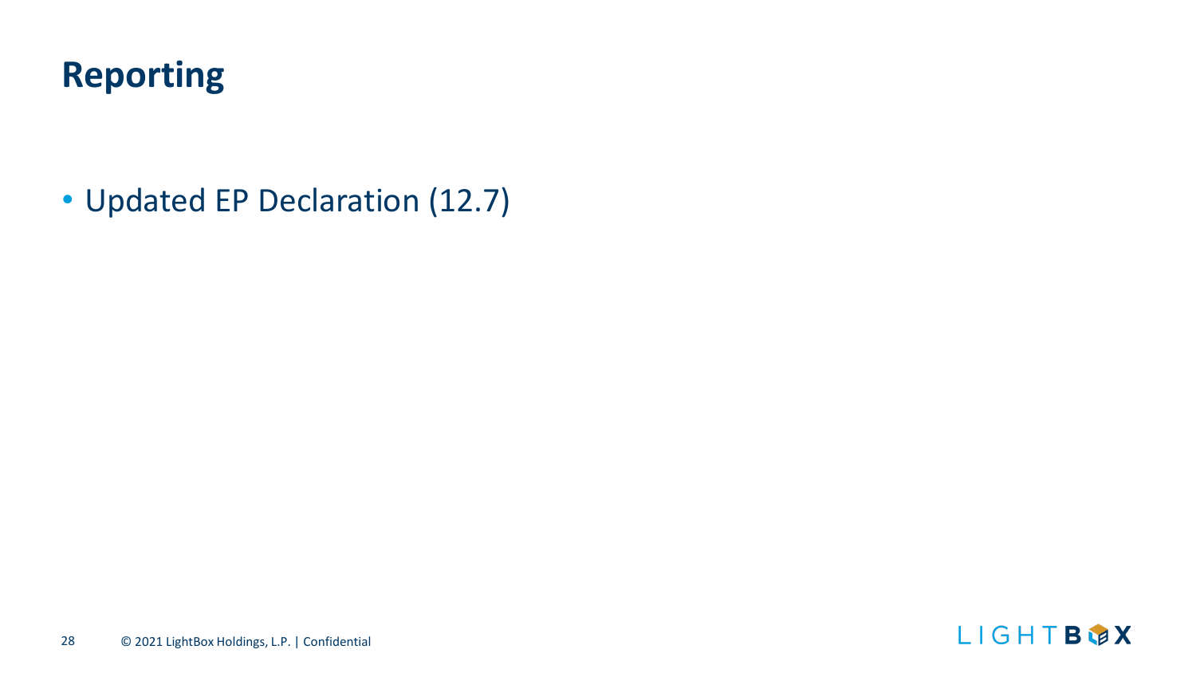# Reporting

- Updated EP Declaration (12.7)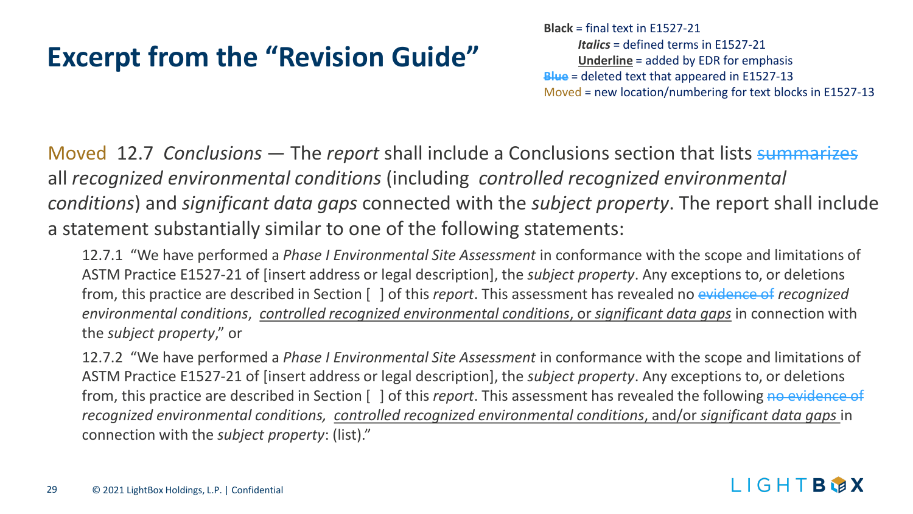# Excerpt from the "Revision Guide"

**Black** = final text in E1527-21
*Italics* = defined terms in E1527-21
**Underline** = added by EDR for emphasis
~~Blue~~ = deleted text that appeared in E1527-13
Moved = new location/numbering for text blocks in E1527-13

Moved 12.7 *Conclusions* — The *report* shall include a Conclusions section that lists ~~summarizes~~ all *recognized environmental conditions* (including *controlled recognized environmental conditions*) and *significant data gaps* connected with the *subject property*. The report shall include a statement substantially similar to one of the following statements:

12.7.1 "We have performed a *Phase I Environmental Site Assessment* in conformance with the scope and limitations of ASTM Practice E1527-21 of [insert address or legal description], the *subject property*. Any exceptions to, or deletions from, this practice are described in Section [ ] of this *report*. This assessment has revealed no ~~evidence of~~ *recognized environmental conditions*, <u>*controlled recognized environmental conditions*, or *significant data gaps*</u> in connection with the *subject property*," or

12.7.2 "We have performed a *Phase I Environmental Site Assessment* in conformance with the scope and limitations of ASTM Practice E1527-21 of [insert address or legal description], the *subject property*. Any exceptions to, or deletions from, this practice are described in Section [ ] of this *report*. This assessment has revealed the following ~~no evidence of~~ *recognized environmental conditions*, <u>*controlled recognized environmental conditions*, and/or *significant data gaps*</u> in connection with the *subject property*: (list)."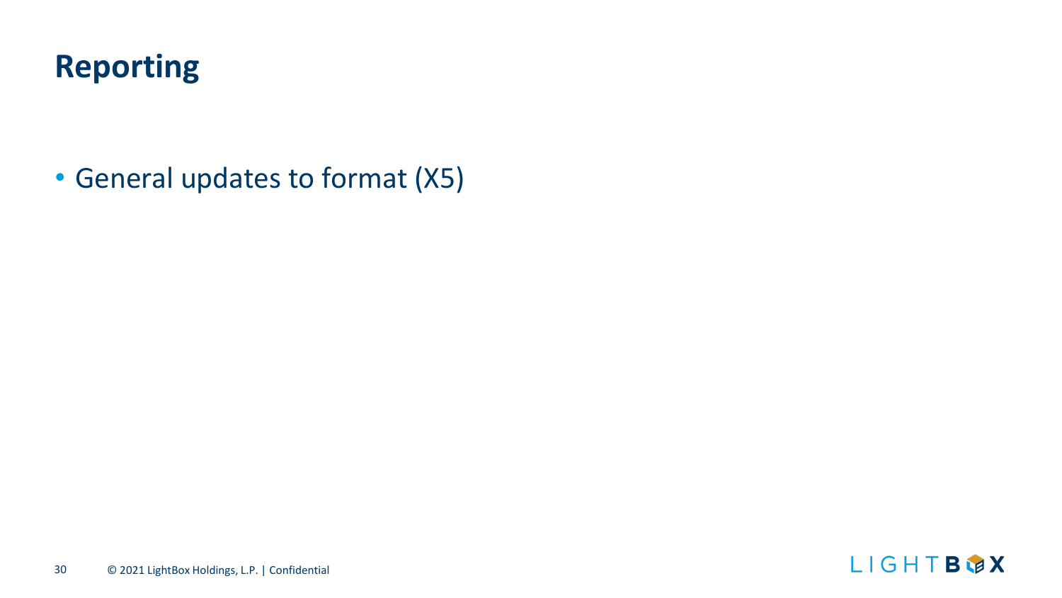# Reporting

- General updates to format (X5)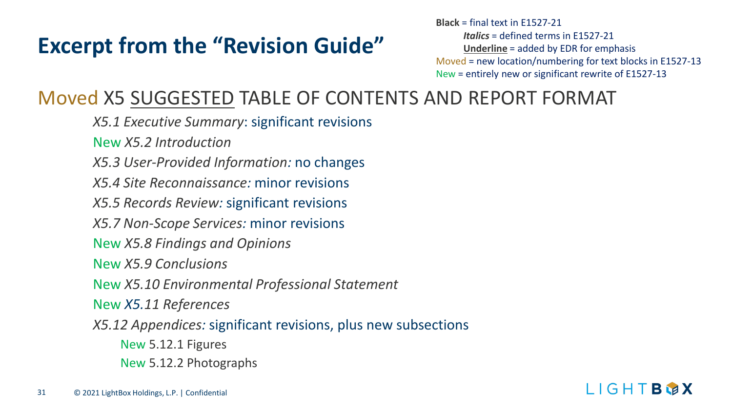# Excerpt from the "Revision Guide"

**Black** = final text in E1527-21
*Italics* = defined terms in E1527-21
**Underline** = added by EDR for emphasis
Moved = new location/numbering for text blocks in E1527-13
New = entirely new or significant rewrite of E1527-13

## Moved X5 SUGGESTED TABLE OF CONTENTS AND REPORT FORMAT

- *X5.1 Executive Summary*: significant revisions
- New *X5.2 Introduction*
- *X5.3 User-Provided Information:* no changes
- *X5.4 Site Reconnaissance:* minor revisions
- *X5.5 Records Review:* significant revisions
- *X5.7 Non-Scope Services:* minor revisions
- New *X5.8 Findings and Opinions*
- New *X5.9 Conclusions*
- New *X5.10 Environmental Professional Statement*
- New *X5.11 References*
- *X5.12 Appendices:* significant revisions, plus new subsections
  - New 5.12.1 Figures
  - New 5.12.2 Photographs

© 2021 LightBox Holdings, L.P. | Confidential

LIGHTBOX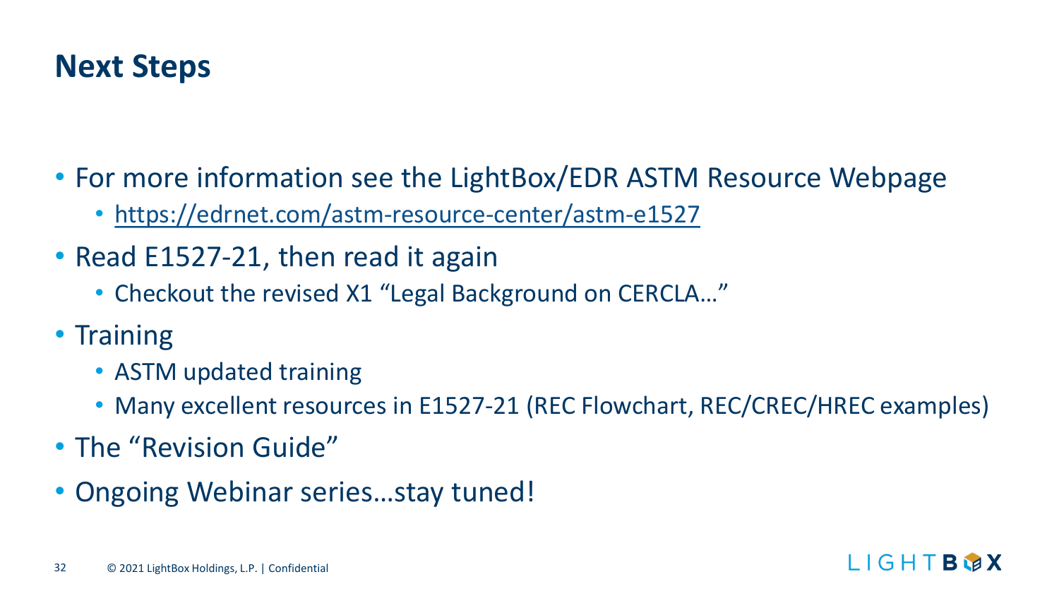## Next Steps

- For more information see the LightBox/EDR ASTM Resource Webpage
  - https://edrnet.com/astm-resource-center/astm-e1527
- Read E1527-21, then read it again
  - Checkout the revised X1 "Legal Background on CERCLA…"
- Training
  - ASTM updated training
  - Many excellent resources in E1527-21 (REC Flowchart, REC/CREC/HREC examples)
- The "Revision Guide"
- Ongoing Webinar series…stay tuned!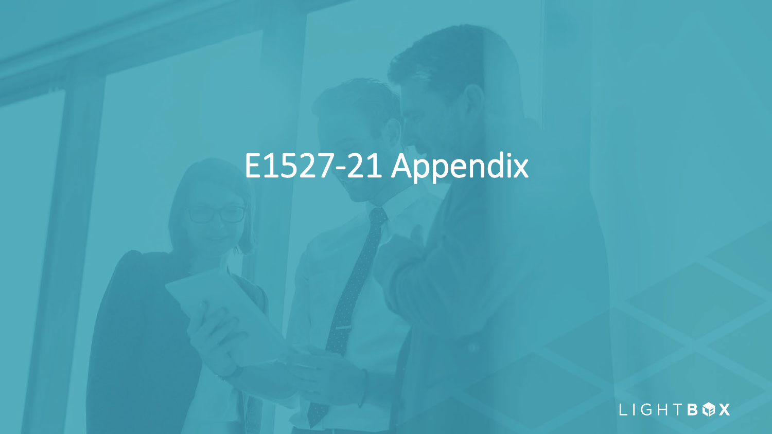# E1527-21 Appendix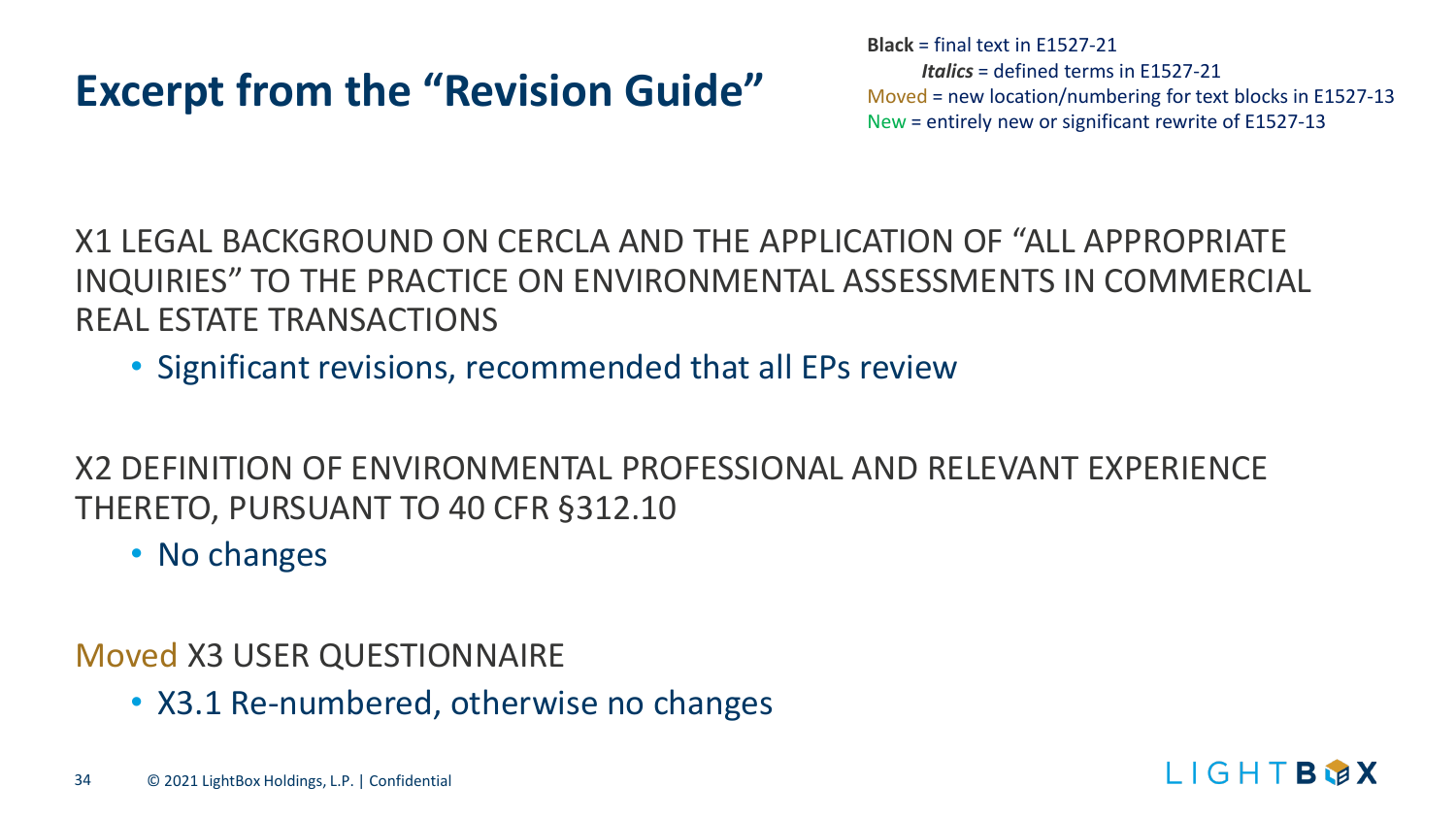# Excerpt from the “Revision Guide”

**Black** = final text in E1527-21
*Italics* = defined terms in E1527-21
Moved = new location/numbering for text blocks in E1527-13
New = entirely new or significant rewrite of E1527-13

X1 LEGAL BACKGROUND ON CERCLA AND THE APPLICATION OF “ALL APPROPRIATE INQUIRIES” TO THE PRACTICE ON ENVIRONMENTAL ASSESSMENTS IN COMMERCIAL REAL ESTATE TRANSACTIONS

- Significant revisions, recommended that all EPs review

X2 DEFINITION OF ENVIRONMENTAL PROFESSIONAL AND RELEVANT EXPERIENCE THERETO, PURSUANT TO 40 CFR §312.10

- No changes

Moved X3 USER QUESTIONNAIRE

- X3.1 Re-numbered, otherwise no changes

© 2021 LightBox Holdings, L.P. | Confidential

LIGHTBOX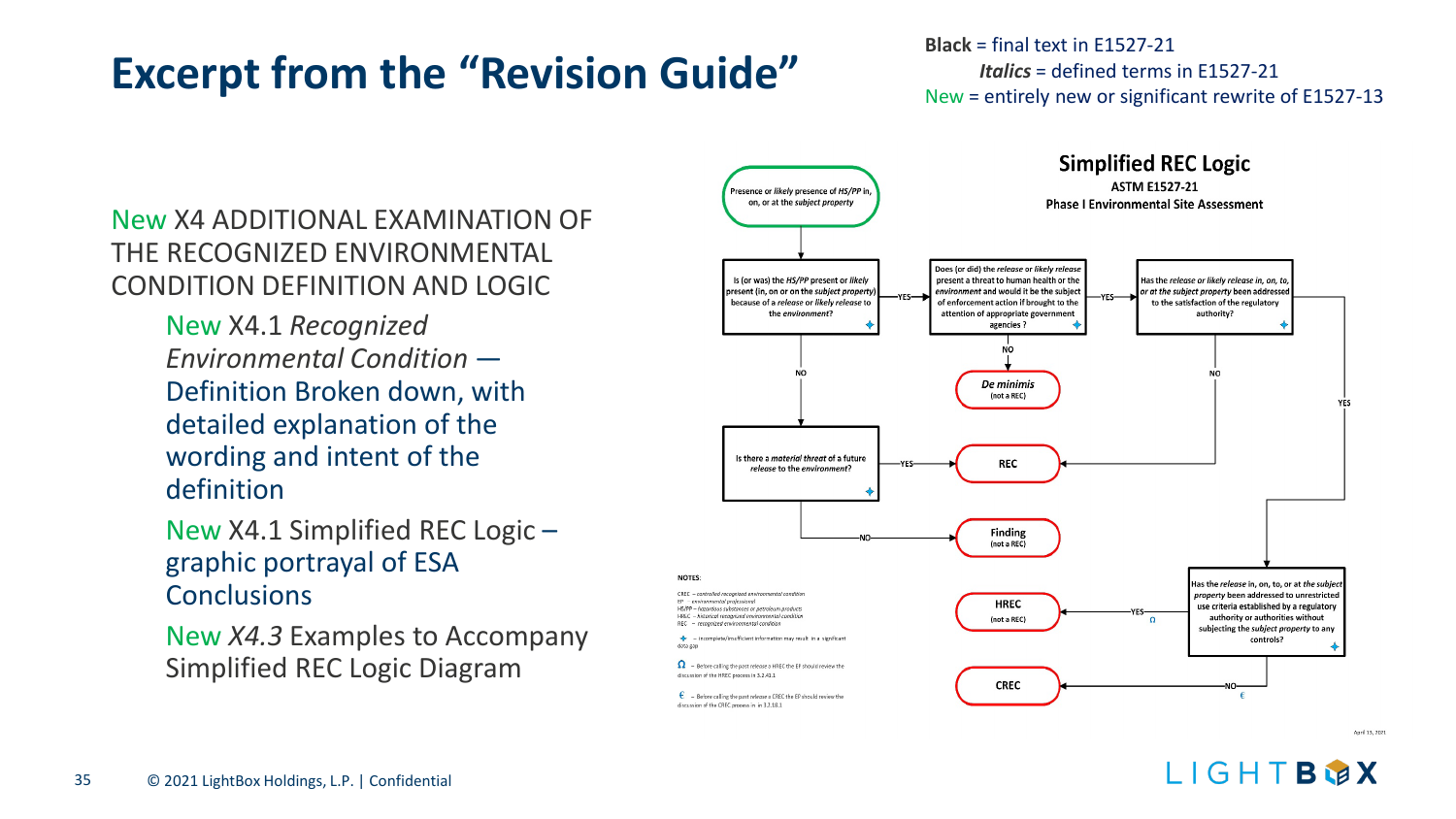# Excerpt from the "Revision Guide"

**Black** = final text in E1527-21

*Italics* = defined terms in E1527-21

New = entirely new or significant rewrite of E1527-13

New X4 ADDITIONAL EXAMINATION OF THE RECOGNIZED ENVIRONMENTAL CONDITION DEFINITION AND LOGIC

- New X4.1 *Recognized Environmental Condition* — Definition Broken down, with detailed explanation of the wording and intent of the definition
- New X4.1 Simplified REC Logic – graphic portrayal of ESA Conclusions
- New *X4.3* Examples to Accompany Simplified REC Logic Diagram

## Simplified REC Logic

**ASTM E1527-21**

**Phase I Environmental Site Assessment**

- Presence or *likely* presence of *HS/PP* in, on, or at the *subject property*
  - Is (or was) the *HS/PP* present or *likely* present (in, on or on the *subject property*) because of a *release* or *likely release* to the *environment*? ✚
    - YES → Does (or did) the *release* or *likely release* present a threat to human health or the *environment* and would it be the subject of enforcement action if brought to the attention of appropriate government agencies? ✚
      - NO → *De minimis* (not a REC)
      - YES → Has the *release* or *likely release* in, on, to, or at the *subject property* been addressed to the satisfaction of the regulatory authority? ✚
        - NO → REC
        - YES → Has the *release* in, on, to, or at the *subject property* been addressed to unrestricted use criteria established by a regulatory authority or authorities without subjecting the *subject property* to any controls? ✚
          - YES (Ω) → HREC (not a REC)
          - NO (€) → CREC
    - NO → Is there a *material threat* of a future *release* to the *environment*? ✚
      - YES → REC
      - NO → Finding (not a REC)

NOTES:

CREC – *controlled recognized environmental condition*
EP – *environmental professional*
HS/PP – *hazardous substances or petroleum products*
HREC – *historical recognized environmental condition*
REC – *recognized environmental condition*

✚ – incomplete/insufficient information may result in a significant data gap

Ω – Before calling the past release a HREC the EP should review the discussion of the HREC process in 3.2.41.1

€ – Before calling the past release a CREC the EP should review the discussion of the CREC process in in 3.2.18.1

April 15, 2021

© 2021 LightBox Holdings, L.P. | Confidential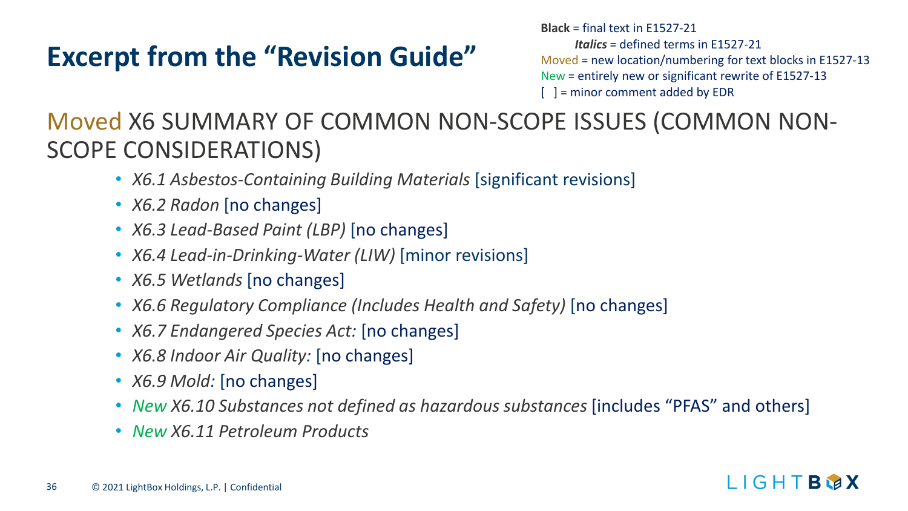# Excerpt from the "Revision Guide"

**Black** = final text in E1527-21

***Italics*** = defined terms in E1527-21

Moved = new location/numbering for text blocks in E1527-13

New = entirely new or significant rewrite of E1527-13

[ ] = minor comment added by EDR

## Moved X6 SUMMARY OF COMMON NON-SCOPE ISSUES (COMMON NON-SCOPE CONSIDERATIONS)

- *X6.1 Asbestos-Containing Building Materials* [significant revisions]
- *X6.2 Radon* [no changes]
- *X6.3 Lead-Based Paint (LBP)* [no changes]
- *X6.4 Lead-in-Drinking-Water (LIW)* [minor revisions]
- *X6.5 Wetlands* [no changes]
- *X6.6 Regulatory Compliance (Includes Health and Safety)* [no changes]
- *X6.7 Endangered Species Act:* [no changes]
- *X6.8 Indoor Air Quality:* [no changes]
- *X6.9 Mold:* [no changes]
- *New X6.10 Substances not defined as hazardous substances* [includes "PFAS" and others]
- *New X6.11 Petroleum Products*

© 2021 LightBox Holdings, L.P. | Confidential